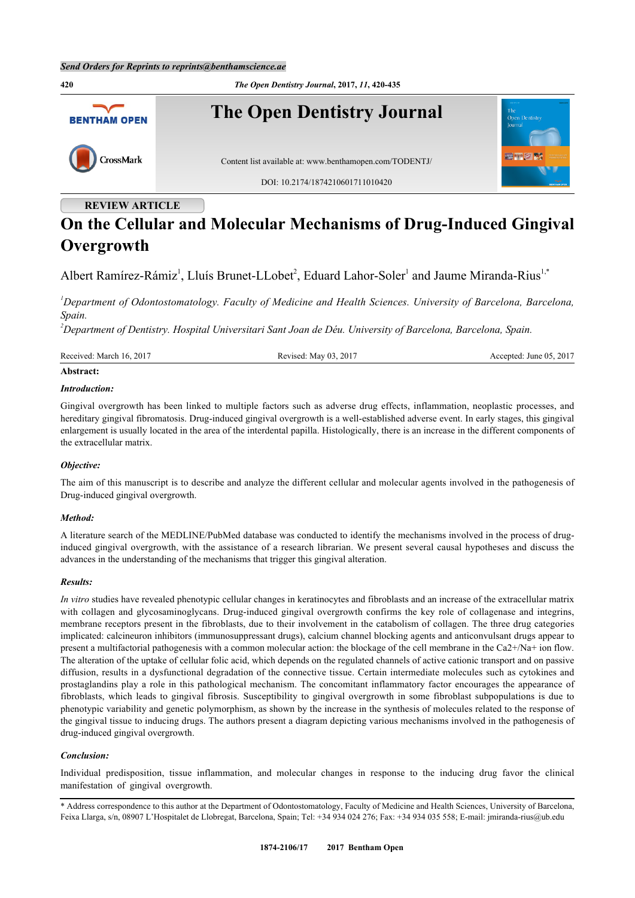Send Orders for Reprints to reprints@benthamscience.ae

# The Open Dentistry Journal

Content list available at: www.benthamopen.com/TODENTJ/

DOI: 10.2174/1874210601711010420

REVIEW ARTICLE

# On the Cellular and Molecular Mechanisms of Drug-Induced Gingival Overgrowth

Albert Ramírez-Rámiz[1], Lluís Brunet-LLobet[2], Eduard Lahor-Soler[1] and Jaume Miranda-Rius[1,*]

[1]*Department of Odontostomatology. Faculty of Medicine and Health Sciences. University of Barcelona, Barcelona, Spain.*

[2]*Department of Dentistry. Hospital Universitari Sant Joan de Déu. University of Barcelona, Barcelona, Spain.*

Received: March 16, 2017 | Revised: May 03, 2017 | Accepted: June 05, 2017

**Abstract:**

***Introduction:***

Gingival overgrowth has been linked to multiple factors such as adverse drug effects, inflammation, neoplastic processes, and hereditary gingival fibromatosis. Drug-induced gingival overgrowth is a well-established adverse event. In early stages, this gingival enlargement is usually located in the area of the interdental papilla. Histologically, there is an increase in the different components of the extracellular matrix.

***Objective:***

The aim of this manuscript is to describe and analyze the different cellular and molecular agents involved in the pathogenesis of Drug-induced gingival overgrowth.

***Method:***

A literature search of the MEDLINE/PubMed database was conducted to identify the mechanisms involved in the process of drug-induced gingival overgrowth, with the assistance of a research librarian. We present several causal hypotheses and discuss the advances in the understanding of the mechanisms that trigger this gingival alteration.

***Results:***

*In vitro* studies have revealed phenotypic cellular changes in keratinocytes and fibroblasts and an increase of the extracellular matrix with collagen and glycosaminoglycans. Drug-induced gingival overgrowth confirms the key role of collagenase and integrins, membrane receptors present in the fibroblasts, due to their involvement in the catabolism of collagen. The three drug categories implicated: calcineuron inhibitors (immunosuppressant drugs), calcium channel blocking agents and anticonvulsant drugs appear to present a multifactorial pathogenesis with a common molecular action: the blockage of the cell membrane in the $Ca2+/Na+$ ion flow. The alteration of the uptake of cellular folic acid, which depends on the regulated channels of active cationic transport and on passive diffusion, results in a dysfunctional degradation of the connective tissue. Certain intermediate molecules such as cytokines and prostaglandins play a role in this pathological mechanism. The concomitant inflammatory factor encourages the appearance of fibroblasts, which leads to gingival fibrosis. Susceptibility to gingival overgrowth in some fibroblast subpopulations is due to phenotypic variability and genetic polymorphism, as shown by the increase in the synthesis of molecules related to the response of the gingival tissue to inducing drugs. The authors present a diagram depicting various mechanisms involved in the pathogenesis of drug-induced gingival overgrowth.

***Conclusion:***

Individual predisposition, tissue inflammation, and molecular changes in response to the inducing drug favor the clinical manifestation of gingival overgrowth.

\* Address correspondence to this author at the Department of Odontostomatology, Faculty of Medicine and Health Sciences, University of Barcelona, Feixa Llarga, s/n, 08907 L'Hospitalet de Llobregat, Barcelona, Spain; Tel: +34 934 024 276; Fax: +34 934 035 558; E-mail: jmiranda-rius@ub.edu

1874-2106/17 2017 Bentham Open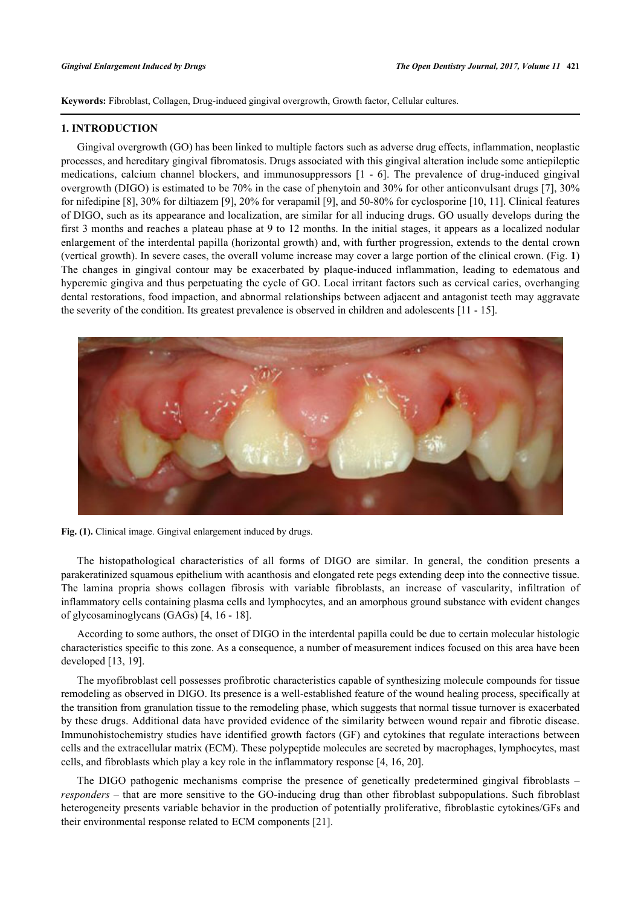**Keywords:** Fibroblast, Collagen, Drug-induced gingival overgrowth, Growth factor, Cellular cultures.

## 1. INTRODUCTION

Gingival overgrowth (GO) has been linked to multiple factors such as adverse drug effects, inflammation, neoplastic processes, and hereditary gingival fibromatosis. Drugs associated with this gingival alteration include some antiepileptic medications, calcium channel blockers, and immunosuppressors [1 - 6]. The prevalence of drug-induced gingival overgrowth (DIGO) is estimated to be 70% in the case of phenytoin and 30% for other anticonvulsant drugs [7], 30% for nifedipine [8], 30% for diltiazem [9], 20% for verapamil [9], and 50-80% for cyclosporine [10, 11]. Clinical features of DIGO, such as its appearance and localization, are similar for all inducing drugs. GO usually develops during the first 3 months and reaches a plateau phase at 9 to 12 months. In the initial stages, it appears as a localized nodular enlargement of the interdental papilla (horizontal growth) and, with further progression, extends to the dental crown (vertical growth). In severe cases, the overall volume increase may cover a large portion of the clinical crown. (Fig. **1**) The changes in gingival contour may be exacerbated by plaque-induced inflammation, leading to edematous and hyperemic gingiva and thus perpetuating the cycle of GO. Local irritant factors such as cervical caries, overhanging dental restorations, food impaction, and abnormal relationships between adjacent and antagonist teeth may aggravate the severity of the condition. Its greatest prevalence is observed in children and adolescents [11 - 15].

**Fig. (1).** Clinical image. Gingival enlargement induced by drugs.

The histopathological characteristics of all forms of DIGO are similar. In general, the condition presents a parakeratinized squamous epithelium with acanthosis and elongated rete pegs extending deep into the connective tissue. The lamina propria shows collagen fibrosis with variable fibroblasts, an increase of vascularity, infiltration of inflammatory cells containing plasma cells and lymphocytes, and an amorphous ground substance with evident changes of glycosaminoglycans (GAGs) [4, 16 - 18].

According to some authors, the onset of DIGO in the interdental papilla could be due to certain molecular histologic characteristics specific to this zone. As a consequence, a number of measurement indices focused on this area have been developed [13, 19].

The myofibroblast cell possesses profibrotic characteristics capable of synthesizing molecule compounds for tissue remodeling as observed in DIGO. Its presence is a well-established feature of the wound healing process, specifically at the transition from granulation tissue to the remodeling phase, which suggests that normal tissue turnover is exacerbated by these drugs. Additional data have provided evidence of the similarity between wound repair and fibrotic disease. Immunohistochemistry studies have identified growth factors (GF) and cytokines that regulate interactions between cells and the extracellular matrix (ECM). These polypeptide molecules are secreted by macrophages, lymphocytes, mast cells, and fibroblasts which play a key role in the inflammatory response [4, 16, 20].

The DIGO pathogenic mechanisms comprise the presence of genetically predetermined gingival fibroblasts – *responders* – that are more sensitive to the GO-inducing drug than other fibroblast subpopulations. Such fibroblast heterogeneity presents variable behavior in the production of potentially proliferative, fibroblastic cytokines/GFs and their environmental response related to ECM components [21].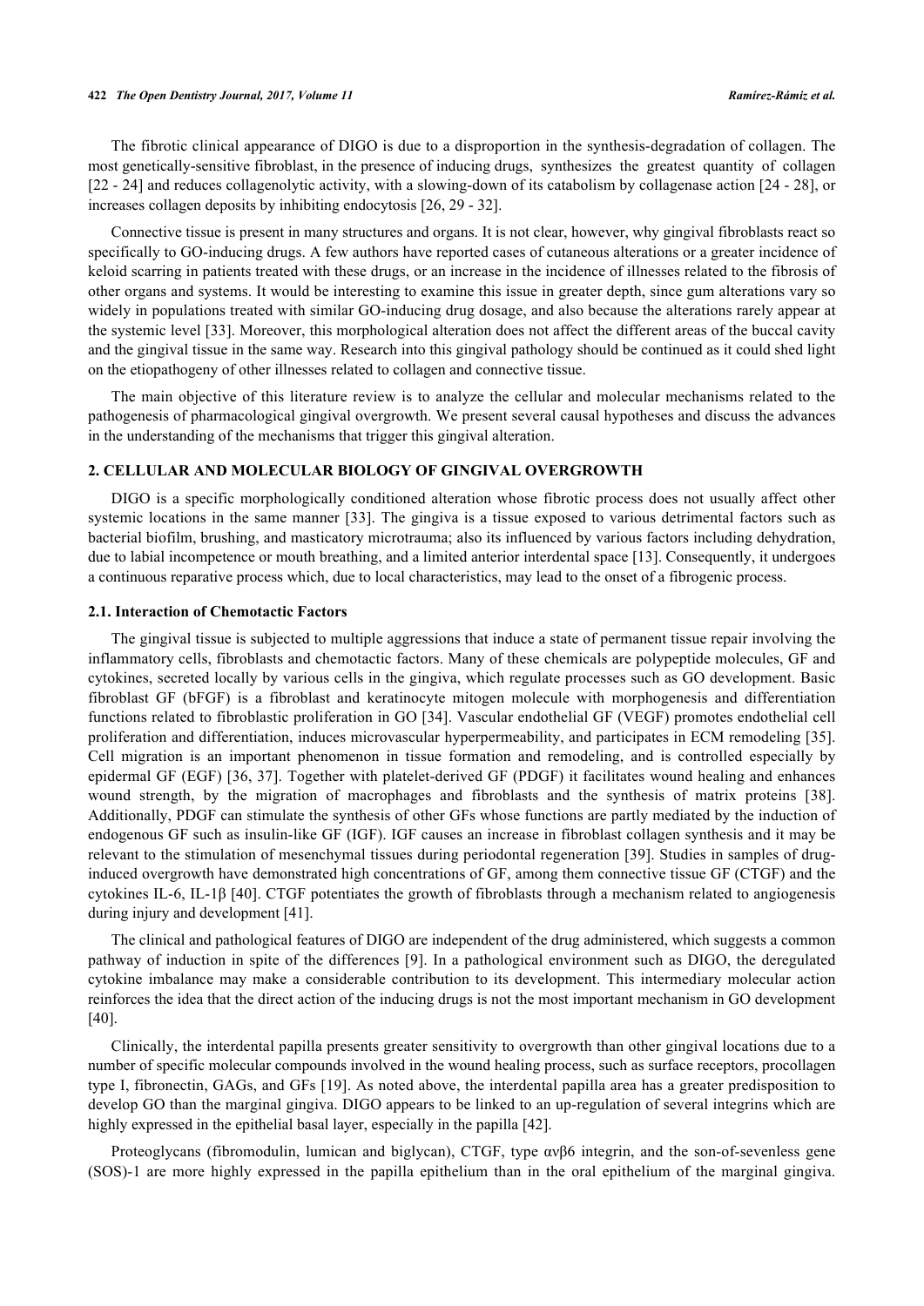The fibrotic clinical appearance of DIGO is due to a disproportion in the synthesis-degradation of collagen. The most genetically-sensitive fibroblast, in the presence of inducing drugs, synthesizes the greatest quantity of collagen [22 - 24] and reduces collagenolytic activity, with a slowing-down of its catabolism by collagenase action [24 - 28], or increases collagen deposits by inhibiting endocytosis [26, 29 - 32].

Connective tissue is present in many structures and organs. It is not clear, however, why gingival fibroblasts react so specifically to GO-inducing drugs. A few authors have reported cases of cutaneous alterations or a greater incidence of keloid scarring in patients treated with these drugs, or an increase in the incidence of illnesses related to the fibrosis of other organs and systems. It would be interesting to examine this issue in greater depth, since gum alterations vary so widely in populations treated with similar GO-inducing drug dosage, and also because the alterations rarely appear at the systemic level [33]. Moreover, this morphological alteration does not affect the different areas of the buccal cavity and the gingival tissue in the same way. Research into this gingival pathology should be continued as it could shed light on the etiopathogeny of other illnesses related to collagen and connective tissue.

The main objective of this literature review is to analyze the cellular and molecular mechanisms related to the pathogenesis of pharmacological gingival overgrowth. We present several causal hypotheses and discuss the advances in the understanding of the mechanisms that trigger this gingival alteration.

## 2. CELLULAR AND MOLECULAR BIOLOGY OF GINGIVAL OVERGROWTH

DIGO is a specific morphologically conditioned alteration whose fibrotic process does not usually affect other systemic locations in the same manner [33]. The gingiva is a tissue exposed to various detrimental factors such as bacterial biofilm, brushing, and masticatory microtrauma; also its influenced by various factors including dehydration, due to labial incompetence or mouth breathing, and a limited anterior interdental space [13]. Consequently, it undergoes a continuous reparative process which, due to local characteristics, may lead to the onset of a fibrogenic process.

### 2.1. Interaction of Chemotactic Factors

The gingival tissue is subjected to multiple aggressions that induce a state of permanent tissue repair involving the inflammatory cells, fibroblasts and chemotactic factors. Many of these chemicals are polypeptide molecules, GF and cytokines, secreted locally by various cells in the gingiva, which regulate processes such as GO development. Basic fibroblast GF (bFGF) is a fibroblast and keratinocyte mitogen molecule with morphogenesis and differentiation functions related to fibroblastic proliferation in GO [34]. Vascular endothelial GF (VEGF) promotes endothelial cell proliferation and differentiation, induces microvascular hyperpermeability, and participates in ECM remodeling [35]. Cell migration is an important phenomenon in tissue formation and remodeling, and is controlled especially by epidermal GF (EGF) [36, 37]. Together with platelet-derived GF (PDGF) it facilitates wound healing and enhances wound strength, by the migration of macrophages and fibroblasts and the synthesis of matrix proteins [38]. Additionally, PDGF can stimulate the synthesis of other GFs whose functions are partly mediated by the induction of endogenous GF such as insulin-like GF (IGF). IGF causes an increase in fibroblast collagen synthesis and it may be relevant to the stimulation of mesenchymal tissues during periodontal regeneration [39]. Studies in samples of drug-induced overgrowth have demonstrated high concentrations of GF, among them connective tissue GF (CTGF) and the cytokines IL-6, IL-1β [40]. CTGF potentiates the growth of fibroblasts through a mechanism related to angiogenesis during injury and development [41].

The clinical and pathological features of DIGO are independent of the drug administered, which suggests a common pathway of induction in spite of the differences [9]. In a pathological environment such as DIGO, the deregulated cytokine imbalance may make a considerable contribution to its development. This intermediary molecular action reinforces the idea that the direct action of the inducing drugs is not the most important mechanism in GO development [40].

Clinically, the interdental papilla presents greater sensitivity to overgrowth than other gingival locations due to a number of specific molecular compounds involved in the wound healing process, such as surface receptors, procollagen type I, fibronectin, GAGs, and GFs [19]. As noted above, the interdental papilla area has a greater predisposition to develop GO than the marginal gingiva. DIGO appears to be linked to an up-regulation of several integrins which are highly expressed in the epithelial basal layer, especially in the papilla [42].

Proteoglycans (fibromodulin, lumican and biglycan), CTGF, type αvβ6 integrin, and the son-of-sevenless gene (SOS)-1 are more highly expressed in the papilla epithelium than in the oral epithelium of the marginal gingiva.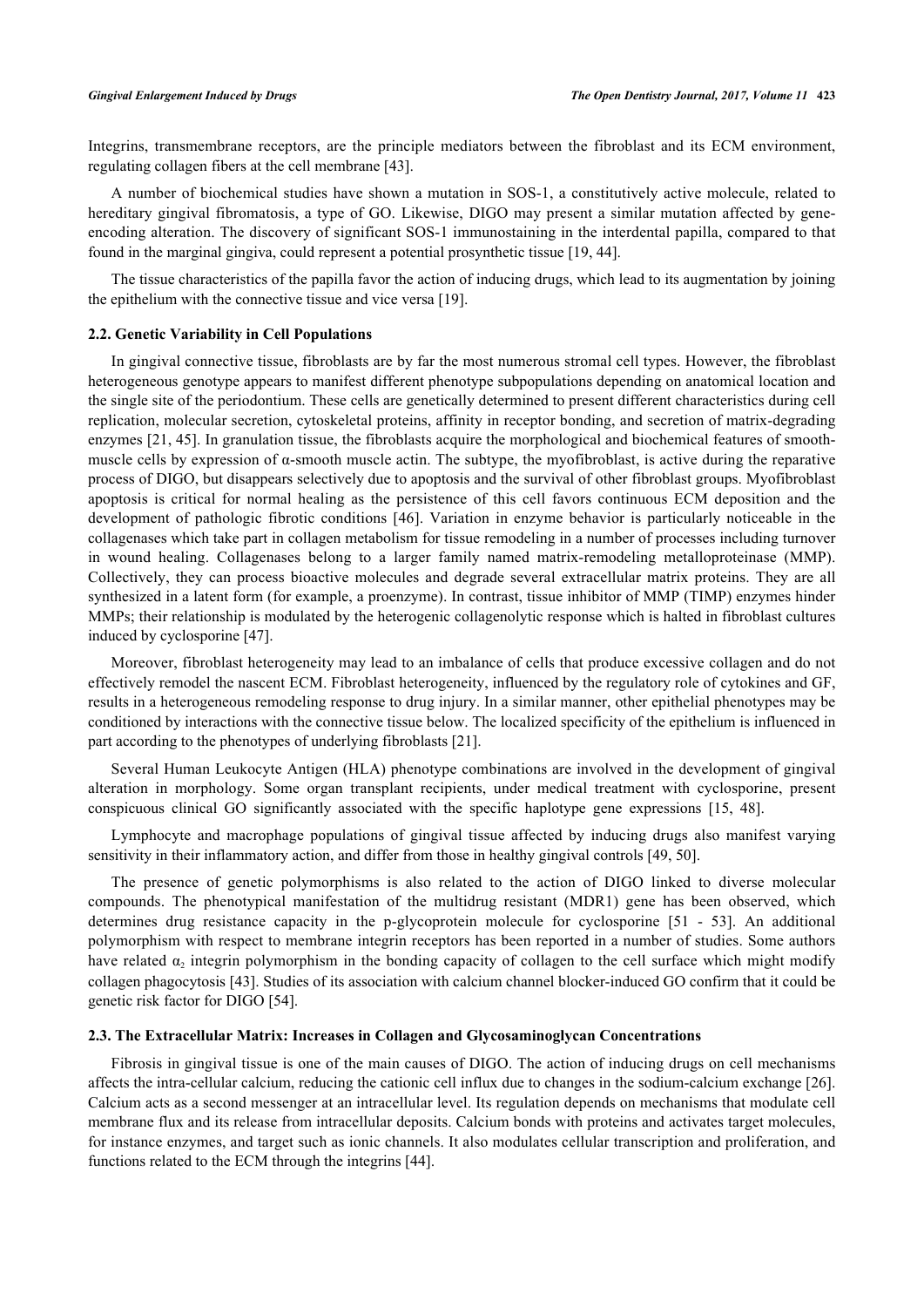Integrins, transmembrane receptors, are the principle mediators between the fibroblast and its ECM environment, regulating collagen fibers at the cell membrane [43].

A number of biochemical studies have shown a mutation in SOS-1, a constitutively active molecule, related to hereditary gingival fibromatosis, a type of GO. Likewise, DIGO may present a similar mutation affected by gene-encoding alteration. The discovery of significant SOS-1 immunostaining in the interdental papilla, compared to that found in the marginal gingiva, could represent a potential prosynthetic tissue [19, 44].

The tissue characteristics of the papilla favor the action of inducing drugs, which lead to its augmentation by joining the epithelium with the connective tissue and vice versa [19].

### 2.2. Genetic Variability in Cell Populations

In gingival connective tissue, fibroblasts are by far the most numerous stromal cell types. However, the fibroblast heterogeneous genotype appears to manifest different phenotype subpopulations depending on anatomical location and the single site of the periodontium. These cells are genetically determined to present different characteristics during cell replication, molecular secretion, cytoskeletal proteins, affinity in receptor bonding, and secretion of matrix-degrading enzymes [21, 45]. In granulation tissue, the fibroblasts acquire the morphological and biochemical features of smooth-muscle cells by expression of α-smooth muscle actin. The subtype, the myofibroblast, is active during the reparative process of DIGO, but disappears selectively due to apoptosis and the survival of other fibroblast groups. Myofibroblast apoptosis is critical for normal healing as the persistence of this cell favors continuous ECM deposition and the development of pathologic fibrotic conditions [46]. Variation in enzyme behavior is particularly noticeable in the collagenases which take part in collagen metabolism for tissue remodeling in a number of processes including turnover in wound healing. Collagenases belong to a larger family named matrix-remodeling metalloproteinase (MMP). Collectively, they can process bioactive molecules and degrade several extracellular matrix proteins. They are all synthesized in a latent form (for example, a proenzyme). In contrast, tissue inhibitor of MMP (TIMP) enzymes hinder MMPs; their relationship is modulated by the heterogenic collagenolytic response which is halted in fibroblast cultures induced by cyclosporine [47].

Moreover, fibroblast heterogeneity may lead to an imbalance of cells that produce excessive collagen and do not effectively remodel the nascent ECM. Fibroblast heterogeneity, influenced by the regulatory role of cytokines and GF, results in a heterogeneous remodeling response to drug injury. In a similar manner, other epithelial phenotypes may be conditioned by interactions with the connective tissue below. The localized specificity of the epithelium is influenced in part according to the phenotypes of underlying fibroblasts [21].

Several Human Leukocyte Antigen (HLA) phenotype combinations are involved in the development of gingival alteration in morphology. Some organ transplant recipients, under medical treatment with cyclosporine, present conspicuous clinical GO significantly associated with the specific haplotype gene expressions [15, 48].

Lymphocyte and macrophage populations of gingival tissue affected by inducing drugs also manifest varying sensitivity in their inflammatory action, and differ from those in healthy gingival controls [49, 50].

The presence of genetic polymorphisms is also related to the action of DIGO linked to diverse molecular compounds. The phenotypical manifestation of the multidrug resistant (MDR1) gene has been observed, which determines drug resistance capacity in the p-glycoprotein molecule for cyclosporine [51 - 53]. An additional polymorphism with respect to membrane integrin receptors has been reported in a number of studies. Some authors have related $\alpha_2$ integrin polymorphism in the bonding capacity of collagen to the cell surface which might modify collagen phagocytosis [43]. Studies of its association with calcium channel blocker-induced GO confirm that it could be genetic risk factor for DIGO [54].

### 2.3. The Extracellular Matrix: Increases in Collagen and Glycosaminoglycan Concentrations

Fibrosis in gingival tissue is one of the main causes of DIGO. The action of inducing drugs on cell mechanisms affects the intra-cellular calcium, reducing the cationic cell influx due to changes in the sodium-calcium exchange [26]. Calcium acts as a second messenger at an intracellular level. Its regulation depends on mechanisms that modulate cell membrane flux and its release from intracellular deposits. Calcium bonds with proteins and activates target molecules, for instance enzymes, and target such as ionic channels. It also modulates cellular transcription and proliferation, and functions related to the ECM through the integrins [44].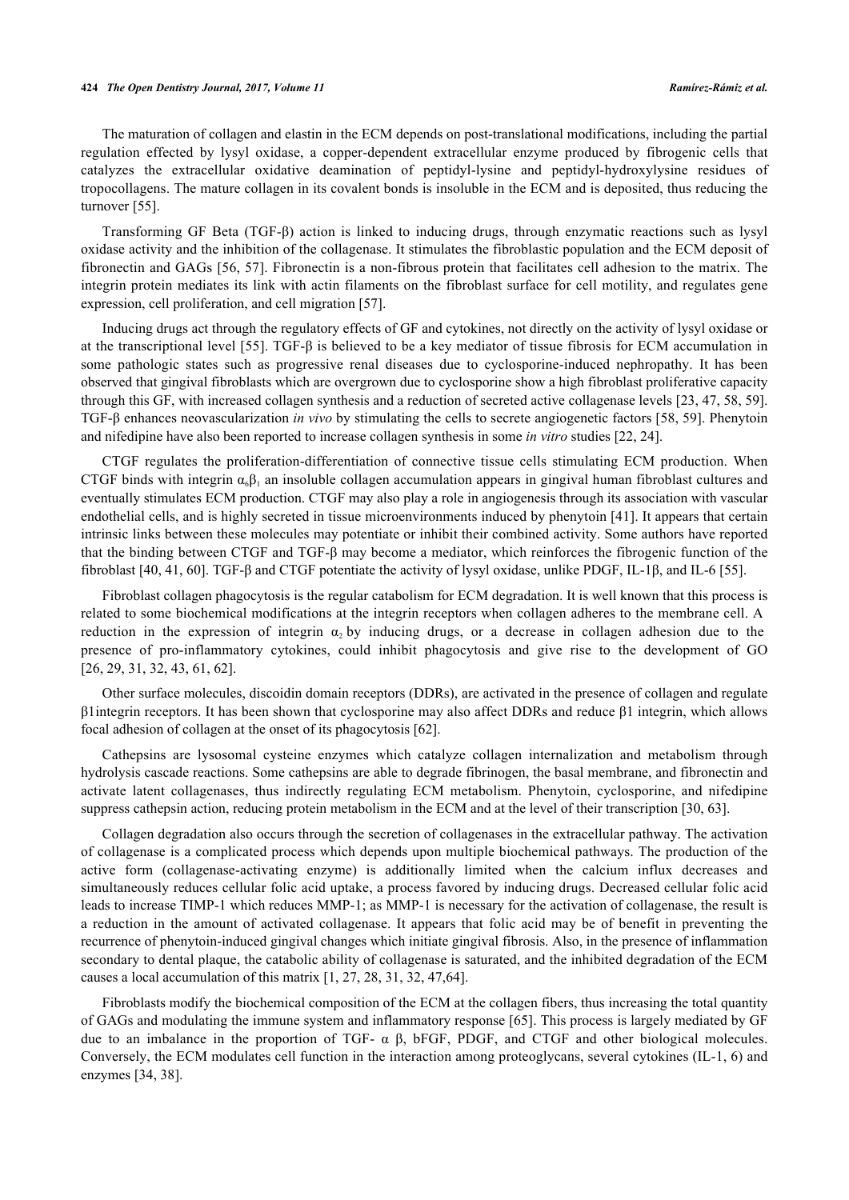The maturation of collagen and elastin in the ECM depends on post-translational modifications, including the partial regulation effected by lysyl oxidase, a copper-dependent extracellular enzyme produced by fibrogenic cells that catalyzes the extracellular oxidative deamination of peptidyl-lysine and peptidyl-hydroxylysine residues of tropocollagens. The mature collagen in its covalent bonds is insoluble in the ECM and is deposited, thus reducing the turnover [55].

Transforming GF Beta (TGF-β) action is linked to inducing drugs, through enzymatic reactions such as lysyl oxidase activity and the inhibition of the collagenase. It stimulates the fibroblastic population and the ECM deposit of fibronectin and GAGs [56, 57]. Fibronectin is a non-fibrous protein that facilitates cell adhesion to the matrix. The integrin protein mediates its link with actin filaments on the fibroblast surface for cell motility, and regulates gene expression, cell proliferation, and cell migration [57].

Inducing drugs act through the regulatory effects of GF and cytokines, not directly on the activity of lysyl oxidase or at the transcriptional level [55]. TGF-β is believed to be a key mediator of tissue fibrosis for ECM accumulation in some pathologic states such as progressive renal diseases due to cyclosporine-induced nephropathy. It has been observed that gingival fibroblasts which are overgrown due to cyclosporine show a high fibroblast proliferative capacity through this GF, with increased collagen synthesis and a reduction of secreted active collagenase levels [23, 47, 58, 59]. TGF-β enhances neovascularization *in vivo* by stimulating the cells to secrete angiogenetic factors [58, 59]. Phenytoin and nifedipine have also been reported to increase collagen synthesis in some *in vitro* studies [22, 24].

CTGF regulates the proliferation-differentiation of connective tissue cells stimulating ECM production. When CTGF binds with integrin $\alpha_6\beta_1$ an insoluble collagen accumulation appears in gingival human fibroblast cultures and eventually stimulates ECM production. CTGF may also play a role in angiogenesis through its association with vascular endothelial cells, and is highly secreted in tissue microenvironments induced by phenytoin [41]. It appears that certain intrinsic links between these molecules may potentiate or inhibit their combined activity. Some authors have reported that the binding between CTGF and TGF-β may become a mediator, which reinforces the fibrogenic function of the fibroblast [40, 41, 60]. TGF-β and CTGF potentiate the activity of lysyl oxidase, unlike PDGF, IL-1β, and IL-6 [55].

Fibroblast collagen phagocytosis is the regular catabolism for ECM degradation. It is well known that this process is related to some biochemical modifications at the integrin receptors when collagen adheres to the membrane cell. A reduction in the expression of integrin $\alpha_2$ by inducing drugs, or a decrease in collagen adhesion due to the presence of pro-inflammatory cytokines, could inhibit phagocytosis and give rise to the development of GO [26, 29, 31, 32, 43, 61, 62].

Other surface molecules, discoidin domain receptors (DDRs), are activated in the presence of collagen and regulate β1integrin receptors. It has been shown that cyclosporine may also affect DDRs and reduce β1 integrin, which allows focal adhesion of collagen at the onset of its phagocytosis [62].

Cathepsins are lysosomal cysteine enzymes which catalyze collagen internalization and metabolism through hydrolysis cascade reactions. Some cathepsins are able to degrade fibrinogen, the basal membrane, and fibronectin and activate latent collagenases, thus indirectly regulating ECM metabolism. Phenytoin, cyclosporine, and nifedipine suppress cathepsin action, reducing protein metabolism in the ECM and at the level of their transcription [30, 63].

Collagen degradation also occurs through the secretion of collagenases in the extracellular pathway. The activation of collagenase is a complicated process which depends upon multiple biochemical pathways. The production of the active form (collagenase-activating enzyme) is additionally limited when the calcium influx decreases and simultaneously reduces cellular folic acid uptake, a process favored by inducing drugs. Decreased cellular folic acid leads to increase TIMP-1 which reduces MMP-1; as MMP-1 is necessary for the activation of collagenase, the result is a reduction in the amount of activated collagenase. It appears that folic acid may be of benefit in preventing the recurrence of phenytoin-induced gingival changes which initiate gingival fibrosis. Also, in the presence of inflammation secondary to dental plaque, the catabolic ability of collagenase is saturated, and the inhibited degradation of the ECM causes a local accumulation of this matrix [1, 27, 28, 31, 32, 47,64].

Fibroblasts modify the biochemical composition of the ECM at the collagen fibers, thus increasing the total quantity of GAGs and modulating the immune system and inflammatory response [65]. This process is largely mediated by GF due to an imbalance in the proportion of TGF- α β, bFGF, PDGF, and CTGF and other biological molecules. Conversely, the ECM modulates cell function in the interaction among proteoglycans, several cytokines (IL-1, 6) and enzymes [34, 38].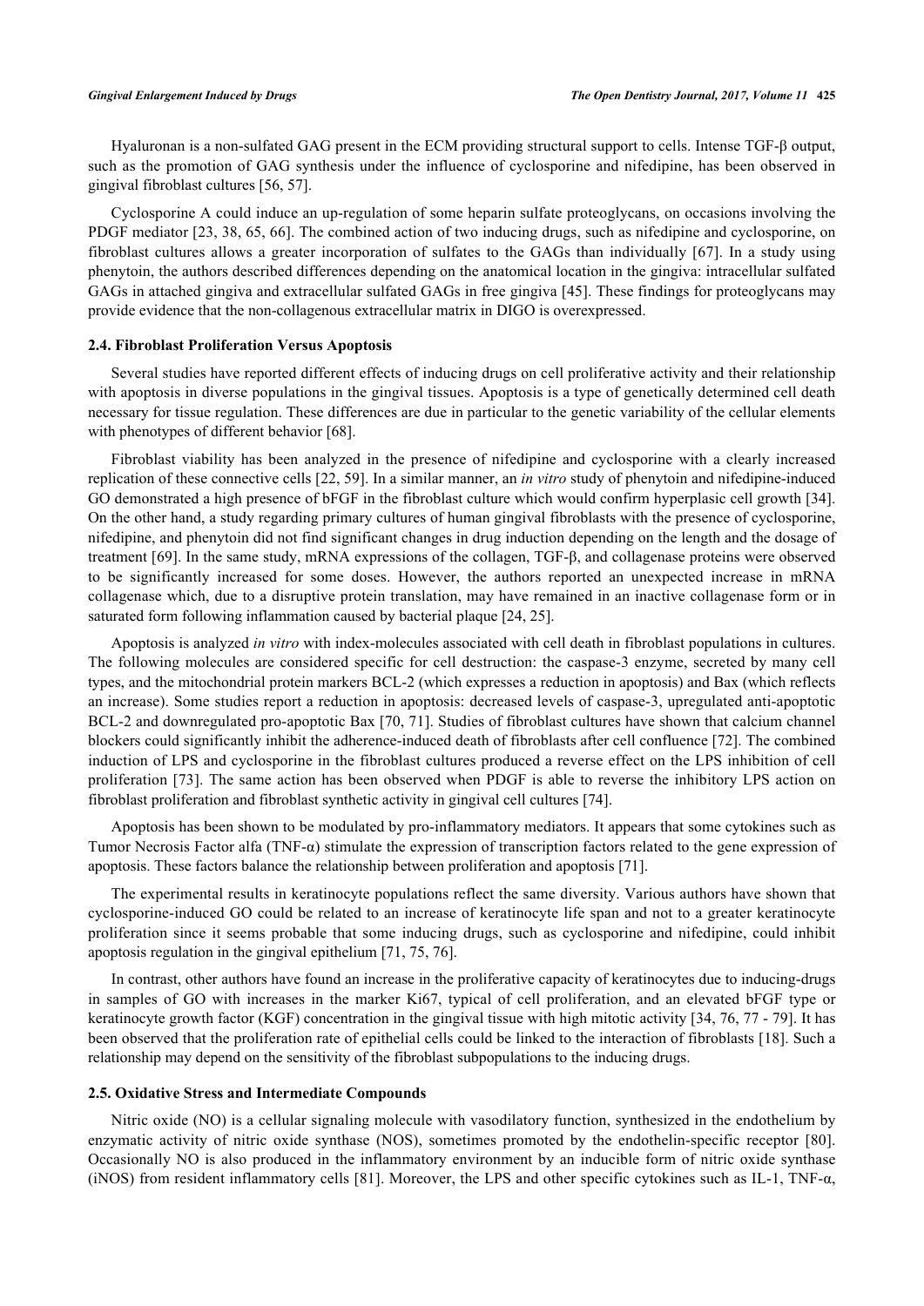Hyaluronan is a non-sulfated GAG present in the ECM providing structural support to cells. Intense TGF-β output, such as the promotion of GAG synthesis under the influence of cyclosporine and nifedipine, has been observed in gingival fibroblast cultures [56, 57].

Cyclosporine A could induce an up-regulation of some heparin sulfate proteoglycans, on occasions involving the PDGF mediator [23, 38, 65, 66]. The combined action of two inducing drugs, such as nifedipine and cyclosporine, on fibroblast cultures allows a greater incorporation of sulfates to the GAGs than individually [67]. In a study using phenytoin, the authors described differences depending on the anatomical location in the gingiva: intracellular sulfated GAGs in attached gingiva and extracellular sulfated GAGs in free gingiva [45]. These findings for proteoglycans may provide evidence that the non-collagenous extracellular matrix in DIGO is overexpressed.

### 2.4. Fibroblast Proliferation Versus Apoptosis

Several studies have reported different effects of inducing drugs on cell proliferative activity and their relationship with apoptosis in diverse populations in the gingival tissues. Apoptosis is a type of genetically determined cell death necessary for tissue regulation. These differences are due in particular to the genetic variability of the cellular elements with phenotypes of different behavior [68].

Fibroblast viability has been analyzed in the presence of nifedipine and cyclosporine with a clearly increased replication of these connective cells [22, 59]. In a similar manner, an *in vitro* study of phenytoin and nifedipine-induced GO demonstrated a high presence of bFGF in the fibroblast culture which would confirm hyperplasic cell growth [34]. On the other hand, a study regarding primary cultures of human gingival fibroblasts with the presence of cyclosporine, nifedipine, and phenytoin did not find significant changes in drug induction depending on the length and the dosage of treatment [69]. In the same study, mRNA expressions of the collagen, TGF-β, and collagenase proteins were observed to be significantly increased for some doses. However, the authors reported an unexpected increase in mRNA collagenase which, due to a disruptive protein translation, may have remained in an inactive collagenase form or in saturated form following inflammation caused by bacterial plaque [24, 25].

Apoptosis is analyzed *in vitro* with index-molecules associated with cell death in fibroblast populations in cultures. The following molecules are considered specific for cell destruction: the caspase-3 enzyme, secreted by many cell types, and the mitochondrial protein markers BCL-2 (which expresses a reduction in apoptosis) and Bax (which reflects an increase). Some studies report a reduction in apoptosis: decreased levels of caspase-3, upregulated anti-apoptotic BCL-2 and downregulated pro-apoptotic Bax [70, 71]. Studies of fibroblast cultures have shown that calcium channel blockers could significantly inhibit the adherence-induced death of fibroblasts after cell confluence [72]. The combined induction of LPS and cyclosporine in the fibroblast cultures produced a reverse effect on the LPS inhibition of cell proliferation [73]. The same action has been observed when PDGF is able to reverse the inhibitory LPS action on fibroblast proliferation and fibroblast synthetic activity in gingival cell cultures [74].

Apoptosis has been shown to be modulated by pro-inflammatory mediators. It appears that some cytokines such as Tumor Necrosis Factor alfa (TNF-α) stimulate the expression of transcription factors related to the gene expression of apoptosis. These factors balance the relationship between proliferation and apoptosis [71].

The experimental results in keratinocyte populations reflect the same diversity. Various authors have shown that cyclosporine-induced GO could be related to an increase of keratinocyte life span and not to a greater keratinocyte proliferation since it seems probable that some inducing drugs, such as cyclosporine and nifedipine, could inhibit apoptosis regulation in the gingival epithelium [71, 75, 76].

In contrast, other authors have found an increase in the proliferative capacity of keratinocytes due to inducing-drugs in samples of GO with increases in the marker Ki67, typical of cell proliferation, and an elevated bFGF type or keratinocyte growth factor (KGF) concentration in the gingival tissue with high mitotic activity [34, 76, 77 - 79]. It has been observed that the proliferation rate of epithelial cells could be linked to the interaction of fibroblasts [18]. Such a relationship may depend on the sensitivity of the fibroblast subpopulations to the inducing drugs.

### 2.5. Oxidative Stress and Intermediate Compounds

Nitric oxide (NO) is a cellular signaling molecule with vasodilatory function, synthesized in the endothelium by enzymatic activity of nitric oxide synthase (NOS), sometimes promoted by the endothelin-specific receptor [80]. Occasionally NO is also produced in the inflammatory environment by an inducible form of nitric oxide synthase (iNOS) from resident inflammatory cells [81]. Moreover, the LPS and other specific cytokines such as IL-1, TNF-α,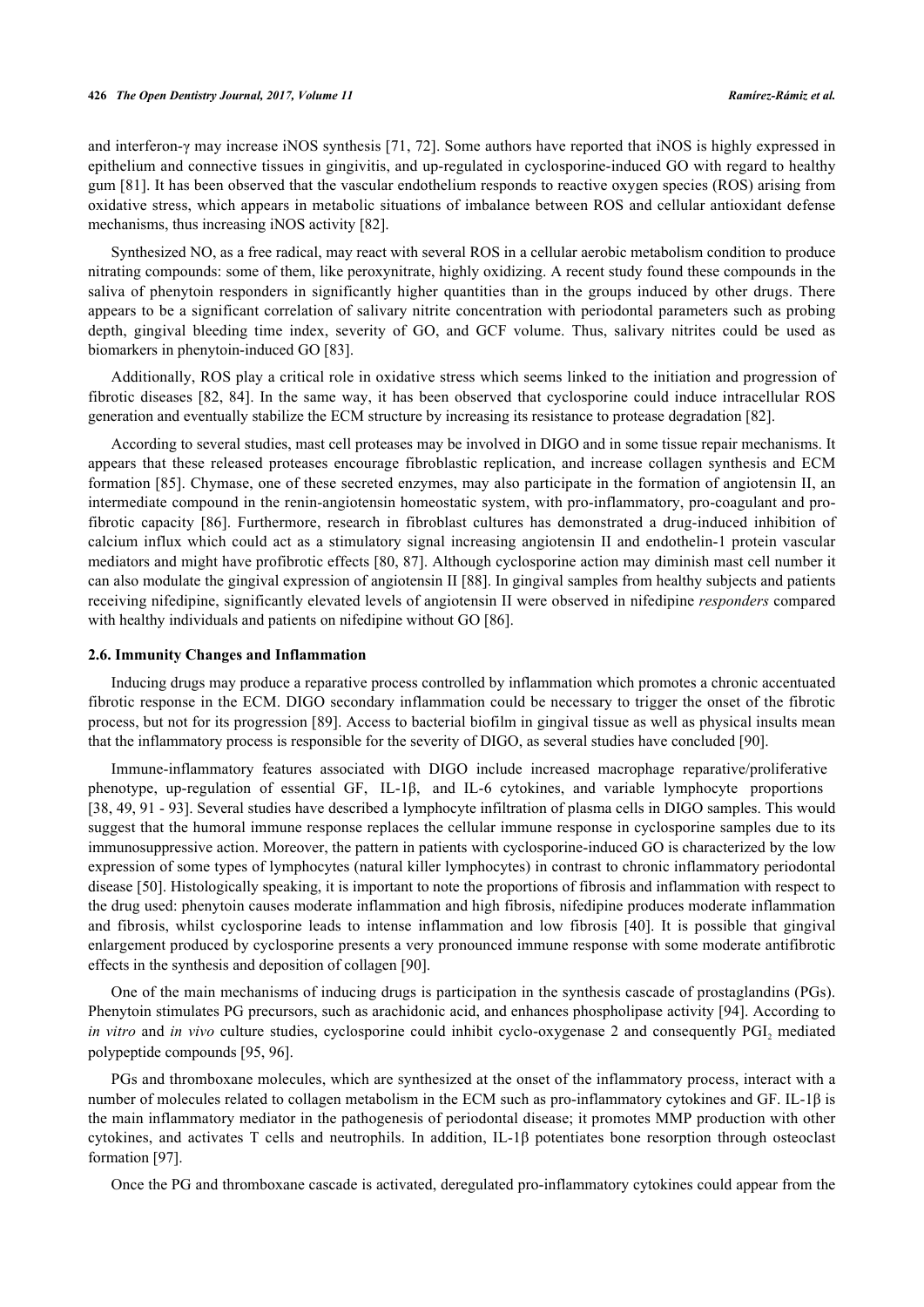and interferon-γ may increase iNOS synthesis [71, 72]. Some authors have reported that iNOS is highly expressed in epithelium and connective tissues in gingivitis, and up-regulated in cyclosporine-induced GO with regard to healthy gum [81]. It has been observed that the vascular endothelium responds to reactive oxygen species (ROS) arising from oxidative stress, which appears in metabolic situations of imbalance between ROS and cellular antioxidant defense mechanisms, thus increasing iNOS activity [82].

Synthesized NO, as a free radical, may react with several ROS in a cellular aerobic metabolism condition to produce nitrating compounds: some of them, like peroxynitrate, highly oxidizing. A recent study found these compounds in the saliva of phenytoin responders in significantly higher quantities than in the groups induced by other drugs. There appears to be a significant correlation of salivary nitrite concentration with periodontal parameters such as probing depth, gingival bleeding time index, severity of GO, and GCF volume. Thus, salivary nitrites could be used as biomarkers in phenytoin-induced GO [83].

Additionally, ROS play a critical role in oxidative stress which seems linked to the initiation and progression of fibrotic diseases [82, 84]. In the same way, it has been observed that cyclosporine could induce intracellular ROS generation and eventually stabilize the ECM structure by increasing its resistance to protease degradation [82].

According to several studies, mast cell proteases may be involved in DIGO and in some tissue repair mechanisms. It appears that these released proteases encourage fibroblastic replication, and increase collagen synthesis and ECM formation [85]. Chymase, one of these secreted enzymes, may also participate in the formation of angiotensin II, an intermediate compound in the renin-angiotensin homeostatic system, with pro-inflammatory, pro-coagulant and pro-fibrotic capacity [86]. Furthermore, research in fibroblast cultures has demonstrated a drug-induced inhibition of calcium influx which could act as a stimulatory signal increasing angiotensin II and endothelin-1 protein vascular mediators and might have profibrotic effects [80, 87]. Although cyclosporine action may diminish mast cell number it can also modulate the gingival expression of angiotensin II [88]. In gingival samples from healthy subjects and patients receiving nifedipine, significantly elevated levels of angiotensin II were observed in nifedipine *responders* compared with healthy individuals and patients on nifedipine without GO [86].

### 2.6. Immunity Changes and Inflammation

Inducing drugs may produce a reparative process controlled by inflammation which promotes a chronic accentuated fibrotic response in the ECM. DIGO secondary inflammation could be necessary to trigger the onset of the fibrotic process, but not for its progression [89]. Access to bacterial biofilm in gingival tissue as well as physical insults mean that the inflammatory process is responsible for the severity of DIGO, as several studies have concluded [90].

Immune-inflammatory features associated with DIGO include increased macrophage reparative/proliferative phenotype, up-regulation of essential GF, IL-1β, and IL-6 cytokines, and variable lymphocyte proportions [38, 49, 91 - 93]. Several studies have described a lymphocyte infiltration of plasma cells in DIGO samples. This would suggest that the humoral immune response replaces the cellular immune response in cyclosporine samples due to its immunosuppressive action. Moreover, the pattern in patients with cyclosporine-induced GO is characterized by the low expression of some types of lymphocytes (natural killer lymphocytes) in contrast to chronic inflammatory periodontal disease [50]. Histologically speaking, it is important to note the proportions of fibrosis and inflammation with respect to the drug used: phenytoin causes moderate inflammation and high fibrosis, nifedipine produces moderate inflammation and fibrosis, whilst cyclosporine leads to intense inflammation and low fibrosis [40]. It is possible that gingival enlargement produced by cyclosporine presents a very pronounced immune response with some moderate antifibrotic effects in the synthesis and deposition of collagen [90].

One of the main mechanisms of inducing drugs is participation in the synthesis cascade of prostaglandins (PGs). Phenytoin stimulates PG precursors, such as arachidonic acid, and enhances phospholipase activity [94]. According to *in vitro* and *in vivo* culture studies, cyclosporine could inhibit cyclo-oxygenase 2 and consequently $PGI_2$ mediated polypeptide compounds [95, 96].

PGs and thromboxane molecules, which are synthesized at the onset of the inflammatory process, interact with a number of molecules related to collagen metabolism in the ECM such as pro-inflammatory cytokines and GF. IL-1β is the main inflammatory mediator in the pathogenesis of periodontal disease; it promotes MMP production with other cytokines, and activates T cells and neutrophils. In addition, IL-1β potentiates bone resorption through osteoclast formation [97].

Once the PG and thromboxane cascade is activated, deregulated pro-inflammatory cytokines could appear from the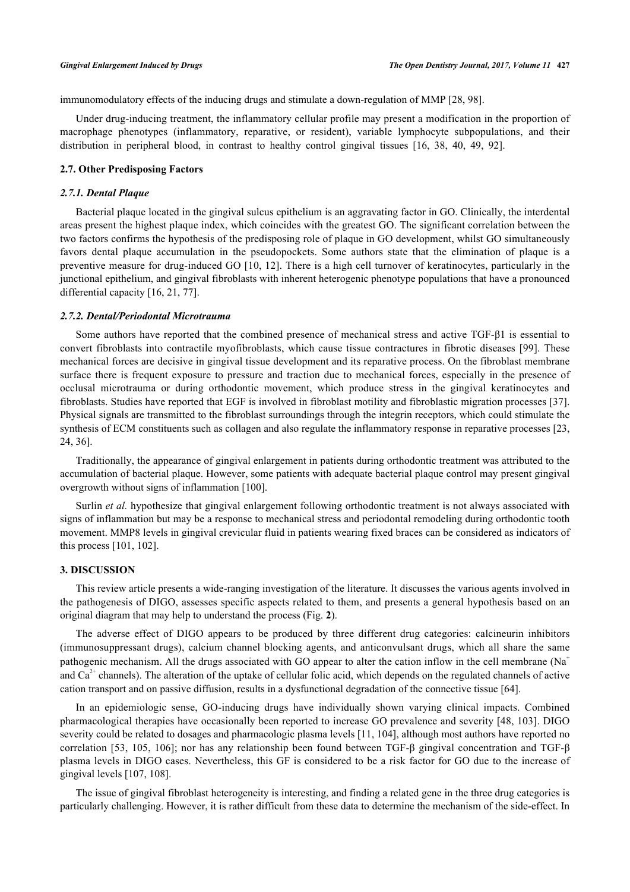immunomodulatory effects of the inducing drugs and stimulate a down-regulation of MMP [28, 98].

Under drug-inducing treatment, the inflammatory cellular profile may present a modification in the proportion of macrophage phenotypes (inflammatory, reparative, or resident), variable lymphocyte subpopulations, and their distribution in peripheral blood, in contrast to healthy control gingival tissues [16, 38, 40, 49, 92].

### 2.7. Other Predisposing Factors

#### *2.7.1. Dental Plaque*

Bacterial plaque located in the gingival sulcus epithelium is an aggravating factor in GO. Clinically, the interdental areas present the highest plaque index, which coincides with the greatest GO. The significant correlation between the two factors confirms the hypothesis of the predisposing role of plaque in GO development, whilst GO simultaneously favors dental plaque accumulation in the pseudopockets. Some authors state that the elimination of plaque is a preventive measure for drug-induced GO [10, 12]. There is a high cell turnover of keratinocytes, particularly in the junctional epithelium, and gingival fibroblasts with inherent heterogenic phenotype populations that have a pronounced differential capacity [16, 21, 77].

#### *2.7.2. Dental/Periodontal Microtrauma*

Some authors have reported that the combined presence of mechanical stress and active TGF-β1 is essential to convert fibroblasts into contractile myofibroblasts, which cause tissue contractures in fibrotic diseases [99]. These mechanical forces are decisive in gingival tissue development and its reparative process. On the fibroblast membrane surface there is frequent exposure to pressure and traction due to mechanical forces, especially in the presence of occlusal microtrauma or during orthodontic movement, which produce stress in the gingival keratinocytes and fibroblasts. Studies have reported that EGF is involved in fibroblast motility and fibroblastic migration processes [37]. Physical signals are transmitted to the fibroblast surroundings through the integrin receptors, which could stimulate the synthesis of ECM constituents such as collagen and also regulate the inflammatory response in reparative processes [23, 24, 36].

Traditionally, the appearance of gingival enlargement in patients during orthodontic treatment was attributed to the accumulation of bacterial plaque. However, some patients with adequate bacterial plaque control may present gingival overgrowth without signs of inflammation [100].

Surlin *et al.* hypothesize that gingival enlargement following orthodontic treatment is not always associated with signs of inflammation but may be a response to mechanical stress and periodontal remodeling during orthodontic tooth movement. MMP8 levels in gingival crevicular fluid in patients wearing fixed braces can be considered as indicators of this process [101, 102].

## 3. DISCUSSION

This review article presents a wide-ranging investigation of the literature. It discusses the various agents involved in the pathogenesis of DIGO, assesses specific aspects related to them, and presents a general hypothesis based on an original diagram that may help to understand the process (Fig. **2**).

The adverse effect of DIGO appears to be produced by three different drug categories: calcineurin inhibitors (immunosuppressant drugs), calcium channel blocking agents, and anticonvulsant drugs, which all share the same pathogenic mechanism. All the drugs associated with GO appear to alter the cation inflow in the cell membrane ($Na^+$ and $Ca^{2+}$ channels). The alteration of the uptake of cellular folic acid, which depends on the regulated channels of active cation transport and on passive diffusion, results in a dysfunctional degradation of the connective tissue [64].

In an epidemiologic sense, GO-inducing drugs have individually shown varying clinical impacts. Combined pharmacological therapies have occasionally been reported to increase GO prevalence and severity [48, 103]. DIGO severity could be related to dosages and pharmacologic plasma levels [11, 104], although most authors have reported no correlation [53, 105, 106]; nor has any relationship been found between TGF-β gingival concentration and TGF-β plasma levels in DIGO cases. Nevertheless, this GF is considered to be a risk factor for GO due to the increase of gingival levels [107, 108].

The issue of gingival fibroblast heterogeneity is interesting, and finding a related gene in the three drug categories is particularly challenging. However, it is rather difficult from these data to determine the mechanism of the side-effect. In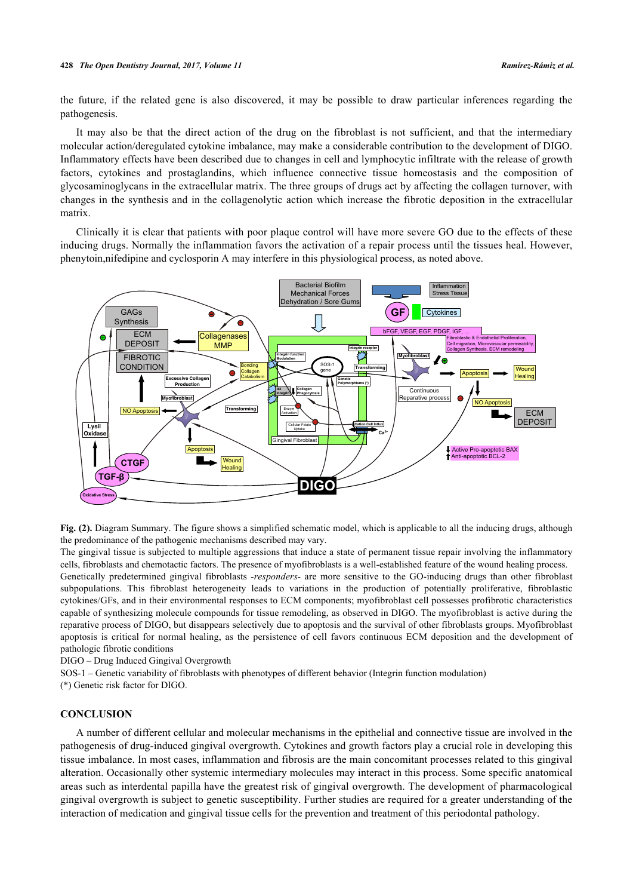the future, if the related gene is also discovered, it may be possible to draw particular inferences regarding the pathogenesis.

It may also be that the direct action of the drug on the fibroblast is not sufficient, and that the intermediary molecular action/deregulated cytokine imbalance, may make a considerable contribution to the development of DIGO. Inflammatory effects have been described due to changes in cell and lymphocytic infiltrate with the release of growth factors, cytokines and prostaglandins, which influence connective tissue homeostasis and the composition of glycosaminoglycans in the extracellular matrix. The three groups of drugs act by affecting the collagen turnover, with changes in the synthesis and in the collagenolytic action which increase the fibrotic deposition in the extracellular matrix.

Clinically it is clear that patients with poor plaque control will have more severe GO due to the effects of these inducing drugs. Normally the inflammation favors the activation of a repair process until the tissues heal. However, phenytoin,nifedipine and cyclosporin A may interfere in this physiological process, as noted above.

Bacterial Biofilm
Mechanical Forces
Dehydration / Sore Gums
Inflammation
Stress Tissue
GF
Cytokines
bFGF, VEGF, EGF, PDGF, iGF, ...
Fibroblastic & Endothelial Proliferation, Cell migration, Microvascular permeability, Collagen Synthesis, ECM remodeling
GAGs Synthesis
ECM DEPOSIT
FIBROTIC CONDITION
Collagenases MMP
Bonding Collagen Catabolism
Excessive Collagen Production
Myofibroblast
NO Apoptosis
Lysil Oxidase
CTGF
TGF-β
Oxidative Stress
Transforming
Apoptosis
Wound Healing
Integrin function Modulation
Integrin receptor
SOS-1 gene
Transforming
Genetic Polymorphisms (*)
α2 integrin
Collagen Phagocytosis
Enzyme Activation
Cellular Folate Uptake
Cation Cell influx
$Ca^{2+}$
Gingival Fibroblast
Myofibroblast
Continuous Reparative process
Apoptosis
Wound Healing
NO Apoptosis
ECM DEPOSIT
Active Pro-apoptotic BAX
Anti-apoptotic BCL-2
DIGO

**Fig. (2).** Diagram Summary. The figure shows a simplified schematic model, which is applicable to all the inducing drugs, although the predominance of the pathogenic mechanisms described may vary.
The gingival tissue is subjected to multiple aggressions that induce a state of permanent tissue repair involving the inflammatory cells, fibroblasts and chemotactic factors. The presence of myofibroblasts is a well-established feature of the wound healing process.
Genetically predetermined gingival fibroblasts -*responders*- are more sensitive to the GO-inducing drugs than other fibroblast subpopulations. This fibroblast heterogeneity leads to variations in the production of potentially proliferative, fibroblastic cytokines/GFs, and in their environmental responses to ECM components; myofibroblast cell possesses profibrotic characteristics capable of synthesizing molecule compounds for tissue remodeling, as observed in DIGO. The myofibroblast is active during the reparative process of DIGO, but disappears selectively due to apoptosis and the survival of other fibroblasts groups. Myofibroblast apoptosis is critical for normal healing, as the persistence of cell favors continuous ECM deposition and the development of pathologic fibrotic conditions
DIGO – Drug Induced Gingival Overgrowth
SOS-1 – Genetic variability of fibroblasts with phenotypes of different behavior (Integrin function modulation)
(*) Genetic risk factor for DIGO.

## CONCLUSION

A number of different cellular and molecular mechanisms in the epithelial and connective tissue are involved in the pathogenesis of drug-induced gingival overgrowth. Cytokines and growth factors play a crucial role in developing this tissue imbalance. In most cases, inflammation and fibrosis are the main concomitant processes related to this gingival alteration. Occasionally other systemic intermediary molecules may interact in this process. Some specific anatomical areas such as interdental papilla have the greatest risk of gingival overgrowth. The development of pharmacological gingival overgrowth is subject to genetic susceptibility. Further studies are required for a greater understanding of the interaction of medication and gingival tissue cells for the prevention and treatment of this periodontal pathology.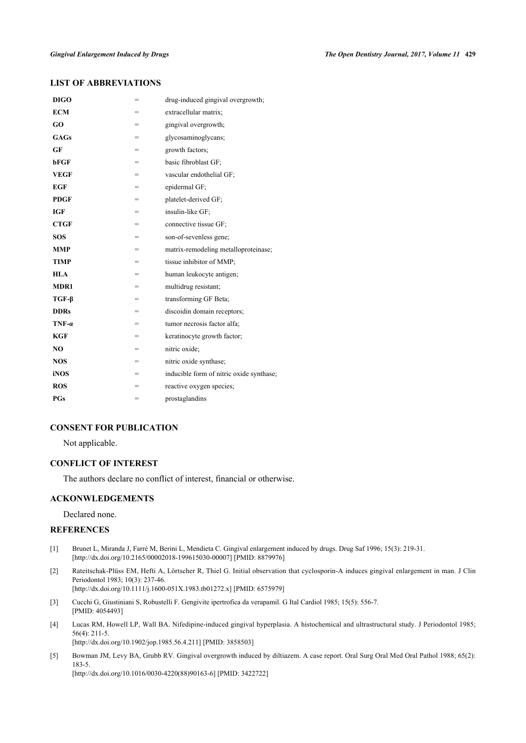## LIST OF ABBREVIATIONS

| | | |
|---|---|---|
| **DIGO** | = | drug-induced gingival overgrowth; |
| **ECM** | = | extracellular matrix; |
| **GO** | = | gingival overgrowth; |
| **GAGs** | = | glycosaminoglycans; |
| **GF** | = | growth factors; |
| **bFGF** | = | basic fibroblast GF; |
| **VEGF** | = | vascular endothelial GF; |
| **EGF** | = | epidermal GF; |
| **PDGF** | = | platelet-derived GF; |
| **IGF** | = | insulin-like GF; |
| **CTGF** | = | connective tissue GF; |
| **SOS** | = | son-of-sevenless gene; |
| **MMP** | = | matrix-remodeling metalloproteinase; |
| **TIMP** | = | tissue inhibitor of MMP; |
| **HLA** | = | human leukocyte antigen; |
| **MDR1** | = | multidrug resistant; |
| **TGF-β** | = | transforming GF Beta; |
| **DDRs** | = | discoidin domain receptors; |
| **TNF-α** | = | tumor necrosis factor alfa; |
| **KGF** | = | keratinocyte growth factor; |
| **NO** | = | nitric oxide; |
| **NOS** | = | nitric oxide synthase; |
| **iNOS** | = | inducible form of nitric oxide synthase; |
| **ROS** | = | reactive oxygen species; |
| **PGs** | = | prostaglandins |

## CONSENT FOR PUBLICATION

Not applicable.

## CONFLICT OF INTEREST

The authors declare no conflict of interest, financial or otherwise.

## ACKONWLEDGEMENTS

Declared none.

## REFERENCES

[1] Brunet L, Miranda J, Farré M, Berini L, Mendieta C. Gingival enlargement induced by drugs. Drug Saf 1996; 15(3): 219-31. [http://dx.doi.org/10.2165/00002018-199615030-00007] [PMID: 8879976]

[2] Rateitschak-Plüss EM, Hefti A, Lörtscher R, Thiel G. Initial observation that cyclosporin-A induces gingival enlargement in man. J Clin Periodontol 1983; 10(3): 237-46. [http://dx.doi.org/10.1111/j.1600-051X.1983.tb01272.x] [PMID: 6575979]

[3] Cucchi G, Giustiniani S, Robustelli F. Gengivite ipertrofica da verapamil. G Ital Cardiol 1985; 15(5): 556-7. [PMID: 4054493]

[4] Lucas RM, Howell LP, Wall BA. Nifedipine-induced gingival hyperplasia. A histochemical and ultrastructural study. J Periodontol 1985; 56(4): 211-5. [http://dx.doi.org/10.1902/jop.1985.56.4.211] [PMID: 3858503]

[5] Bowman JM, Levy BA, Grubb RV. Gingival overgrowth induced by diltiazem. A case report. Oral Surg Oral Med Oral Pathol 1988; 65(2): 183-5. [http://dx.doi.org/10.1016/0030-4220(88)90163-6] [PMID: 3422722]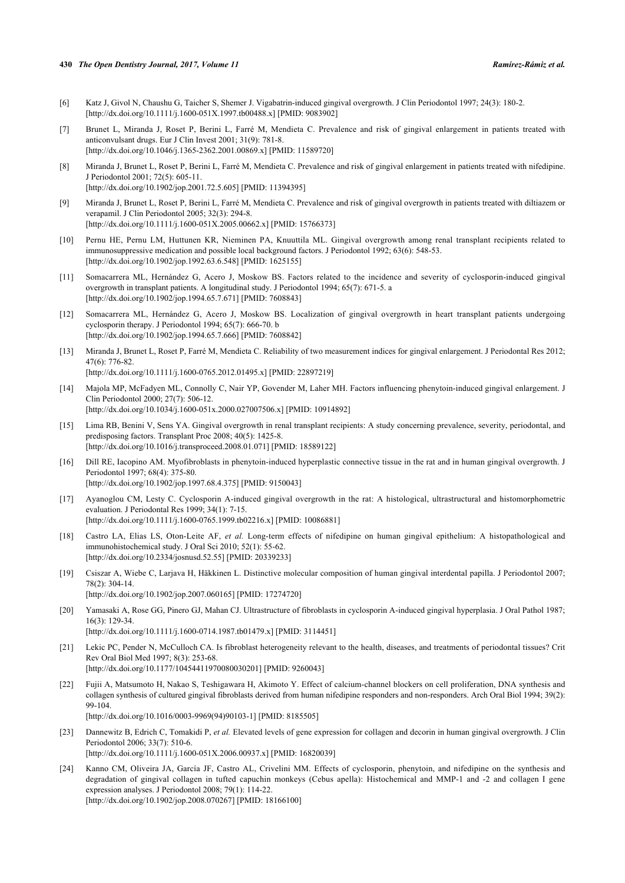[6] Katz J, Givol N, Chaushu G, Taicher S, Shemer J. Vigabatrin-induced gingival overgrowth. J Clin Periodontol 1997; 24(3): 180-2. [http://dx.doi.org/10.1111/j.1600-051X.1997.tb00488.x] [PMID: 9083902]

[7] Brunet L, Miranda J, Roset P, Berini L, Farré M, Mendieta C. Prevalence and risk of gingival enlargement in patients treated with anticonvulsant drugs. Eur J Clin Invest 2001; 31(9): 781-8. [http://dx.doi.org/10.1046/j.1365-2362.2001.00869.x] [PMID: 11589720]

[8] Miranda J, Brunet L, Roset P, Berini L, Farré M, Mendieta C. Prevalence and risk of gingival enlargement in patients treated with nifedipine. J Periodontol 2001; 72(5): 605-11. [http://dx.doi.org/10.1902/jop.2001.72.5.605] [PMID: 11394395]

[9] Miranda J, Brunet L, Roset P, Berini L, Farré M, Mendieta C. Prevalence and risk of gingival overgrowth in patients treated with diltiazem or verapamil. J Clin Periodontol 2005; 32(3): 294-8. [http://dx.doi.org/10.1111/j.1600-051X.2005.00662.x] [PMID: 15766373]

[10] Pernu HE, Pernu LM, Huttunen KR, Nieminen PA, Knuuttila ML. Gingival overgrowth among renal transplant recipients related to immunosuppressive medication and possible local background factors. J Periodontol 1992; 63(6): 548-53. [http://dx.doi.org/10.1902/jop.1992.63.6.548] [PMID: 1625155]

[11] Somacarrera ML, Hernández G, Acero J, Moskow BS. Factors related to the incidence and severity of cyclosporin-induced gingival overgrowth in transplant patients. A longitudinal study. J Periodontol 1994; 65(7): 671-5. a [http://dx.doi.org/10.1902/jop.1994.65.7.671] [PMID: 7608843]

[12] Somacarrera ML, Hernández G, Acero J, Moskow BS. Localization of gingival overgrowth in heart transplant patients undergoing cyclosporin therapy. J Periodontol 1994; 65(7): 666-70. b [http://dx.doi.org/10.1902/jop.1994.65.7.666] [PMID: 7608842]

[13] Miranda J, Brunet L, Roset P, Farré M, Mendieta C. Reliability of two measurement indices for gingival enlargement. J Periodontal Res 2012; 47(6): 776-82. [http://dx.doi.org/10.1111/j.1600-0765.2012.01495.x] [PMID: 22897219]

[14] Majola MP, McFadyen ML, Connolly C, Nair YP, Govender M, Laher MH. Factors influencing phenytoin-induced gingival enlargement. J Clin Periodontol 2000; 27(7): 506-12. [http://dx.doi.org/10.1034/j.1600-051x.2000.027007506.x] [PMID: 10914892]

[15] Lima RB, Benini V, Sens YA. Gingival overgrowth in renal transplant recipients: A study concerning prevalence, severity, periodontal, and predisposing factors. Transplant Proc 2008; 40(5): 1425-8. [http://dx.doi.org/10.1016/j.transproceed.2008.01.071] [PMID: 18589122]

[16] Dill RE, Iacopino AM. Myofibroblasts in phenytoin-induced hyperplastic connective tissue in the rat and in human gingival overgrowth. J Periodontol 1997; 68(4): 375-80. [http://dx.doi.org/10.1902/jop.1997.68.4.375] [PMID: 9150043]

[17] Ayanoglou CM, Lesty C. Cyclosporin A-induced gingival overgrowth in the rat: A histological, ultrastructural and histomorphometric evaluation. J Periodontal Res 1999; 34(1): 7-15. [http://dx.doi.org/10.1111/j.1600-0765.1999.tb02216.x] [PMID: 10086881]

[18] Castro LA, Elias LS, Oton-Leite AF, *et al.* Long-term effects of nifedipine on human gingival epithelium: A histopathological and immunohistochemical study. J Oral Sci 2010; 52(1): 55-62. [http://dx.doi.org/10.2334/josnusd.52.55] [PMID: 20339233]

[19] Csiszar A, Wiebe C, Larjava H, Häkkinen L. Distinctive molecular composition of human gingival interdental papilla. J Periodontol 2007; 78(2): 304-14. [http://dx.doi.org/10.1902/jop.2007.060165] [PMID: 17274720]

[20] Yamasaki A, Rose GG, Pinero GJ, Mahan CJ. Ultrastructure of fibroblasts in cyclosporin A-induced gingival hyperplasia. J Oral Pathol 1987; 16(3): 129-34. [http://dx.doi.org/10.1111/j.1600-0714.1987.tb01479.x] [PMID: 3114451]

[21] Lekic PC, Pender N, McCulloch CA. Is fibroblast heterogeneity relevant to the health, diseases, and treatments of periodontal tissues? Crit Rev Oral Biol Med 1997; 8(3): 253-68. [http://dx.doi.org/10.1177/10454411970080030201] [PMID: 9260043]

[22] Fujii A, Matsumoto H, Nakao S, Teshigawara H, Akimoto Y. Effect of calcium-channel blockers on cell proliferation, DNA synthesis and collagen synthesis of cultured gingival fibroblasts derived from human nifedipine responders and non-responders. Arch Oral Biol 1994; 39(2): 99-104. [http://dx.doi.org/10.1016/0003-9969(94)90103-1] [PMID: 8185505]

[23] Dannewitz B, Edrich C, Tomakidi P, *et al.* Elevated levels of gene expression for collagen and decorin in human gingival overgrowth. J Clin Periodontol 2006; 33(7): 510-6. [http://dx.doi.org/10.1111/j.1600-051X.2006.00937.x] [PMID: 16820039]

[24] Kanno CM, Oliveira JA, García JF, Castro AL, Crivelini MM. Effects of cyclosporin, phenytoin, and nifedipine on the synthesis and degradation of gingival collagen in tufted capuchin monkeys (Cebus apella): Histochemical and MMP-1 and -2 and collagen I gene expression analyses. J Periodontol 2008; 79(1): 114-22. [http://dx.doi.org/10.1902/jop.2008.070267] [PMID: 18166100]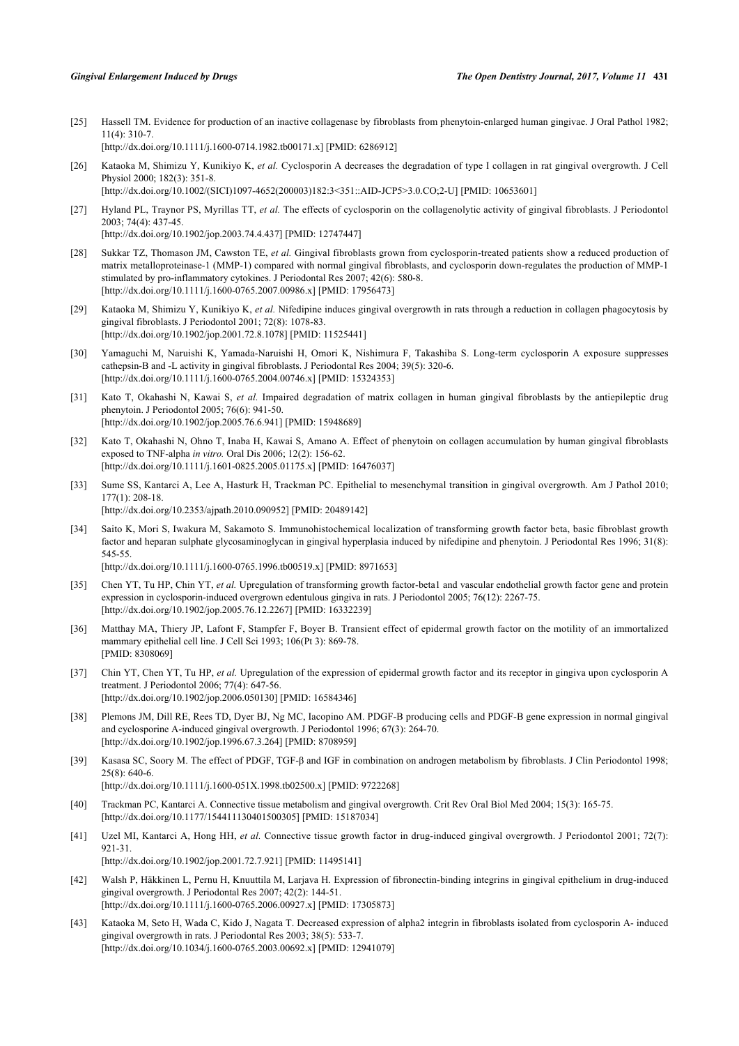[25] Hassell TM. Evidence for production of an inactive collagenase by fibroblasts from phenytoin-enlarged human gingivae. J Oral Pathol 1982; 11(4): 310-7.
[http://dx.doi.org/10.1111/j.1600-0714.1982.tb00171.x] [PMID: 6286912]

[26] Kataoka M, Shimizu Y, Kunikiyo K, *et al.* Cyclosporin A decreases the degradation of type I collagen in rat gingival overgrowth. J Cell Physiol 2000; 182(3): 351-8.
[http://dx.doi.org/10.1002/(SICI)1097-4652(200003)182:3<351::AID-JCP5>3.0.CO;2-U] [PMID: 10653601]

[27] Hyland PL, Traynor PS, Myrillas TT, *et al.* The effects of cyclosporin on the collagenolytic activity of gingival fibroblasts. J Periodontol 2003; 74(4): 437-45.
[http://dx.doi.org/10.1902/jop.2003.74.4.437] [PMID: 12747447]

[28] Sukkar TZ, Thomason JM, Cawston TE, *et al.* Gingival fibroblasts grown from cyclosporin-treated patients show a reduced production of matrix metalloproteinase-1 (MMP-1) compared with normal gingival fibroblasts, and cyclosporin down-regulates the production of MMP-1 stimulated by pro-inflammatory cytokines. J Periodontal Res 2007; 42(6): 580-8.
[http://dx.doi.org/10.1111/j.1600-0765.2007.00986.x] [PMID: 17956473]

[29] Kataoka M, Shimizu Y, Kunikiyo K, *et al.* Nifedipine induces gingival overgrowth in rats through a reduction in collagen phagocytosis by gingival fibroblasts. J Periodontol 2001; 72(8): 1078-83.
[http://dx.doi.org/10.1902/jop.2001.72.8.1078] [PMID: 11525441]

[30] Yamaguchi M, Naruishi K, Yamada-Naruishi H, Omori K, Nishimura F, Takashiba S. Long-term cyclosporin A exposure suppresses cathepsin-B and -L activity in gingival fibroblasts. J Periodontal Res 2004; 39(5): 320-6.
[http://dx.doi.org/10.1111/j.1600-0765.2004.00746.x] [PMID: 15324353]

[31] Kato T, Okahashi N, Kawai S, *et al.* Impaired degradation of matrix collagen in human gingival fibroblasts by the antiepileptic drug phenytoin. J Periodontol 2005; 76(6): 941-50.
[http://dx.doi.org/10.1902/jop.2005.76.6.941] [PMID: 15948689]

[32] Kato T, Okahashi N, Ohno T, Inaba H, Kawai S, Amano A. Effect of phenytoin on collagen accumulation by human gingival fibroblasts exposed to TNF-alpha *in vitro.* Oral Dis 2006; 12(2): 156-62.
[http://dx.doi.org/10.1111/j.1601-0825.2005.01175.x] [PMID: 16476037]

[33] Sume SS, Kantarci A, Lee A, Hasturk H, Trackman PC. Epithelial to mesenchymal transition in gingival overgrowth. Am J Pathol 2010; 177(1): 208-18.
[http://dx.doi.org/10.2353/ajpath.2010.090952] [PMID: 20489142]

[34] Saito K, Mori S, Iwakura M, Sakamoto S. Immunohistochemical localization of transforming growth factor beta, basic fibroblast growth factor and heparan sulphate glycosaminoglycan in gingival hyperplasia induced by nifedipine and phenytoin. J Periodontal Res 1996; 31(8): 545-55.
[http://dx.doi.org/10.1111/j.1600-0765.1996.tb00519.x] [PMID: 8971653]

[35] Chen YT, Tu HP, Chin YT, *et al.* Upregulation of transforming growth factor-beta1 and vascular endothelial growth factor gene and protein expression in cyclosporin-induced overgrown edentulous gingiva in rats. J Periodontol 2005; 76(12): 2267-75.
[http://dx.doi.org/10.1902/jop.2005.76.12.2267] [PMID: 16332239]

[36] Matthay MA, Thiery JP, Lafont F, Stampfer F, Boyer B. Transient effect of epidermal growth factor on the motility of an immortalized mammary epithelial cell line. J Cell Sci 1993; 106(Pt 3): 869-78.
[PMID: 8308069]

[37] Chin YT, Chen YT, Tu HP, *et al.* Upregulation of the expression of epidermal growth factor and its receptor in gingiva upon cyclosporin A treatment. J Periodontol 2006; 77(4): 647-56.
[http://dx.doi.org/10.1902/jop.2006.050130] [PMID: 16584346]

[38] Plemons JM, Dill RE, Rees TD, Dyer BJ, Ng MC, Iacopino AM. PDGF-B producing cells and PDGF-B gene expression in normal gingival and cyclosporine A-induced gingival overgrowth. J Periodontol 1996; 67(3): 264-70.
[http://dx.doi.org/10.1902/jop.1996.67.3.264] [PMID: 8708959]

[39] Kasasa SC, Soory M. The effect of PDGF, TGF-β and IGF in combination on androgen metabolism by fibroblasts. J Clin Periodontol 1998; 25(8): 640-6.
[http://dx.doi.org/10.1111/j.1600-051X.1998.tb02500.x] [PMID: 9722268]

[40] Trackman PC, Kantarci A. Connective tissue metabolism and gingival overgrowth. Crit Rev Oral Biol Med 2004; 15(3): 165-75.
[http://dx.doi.org/10.1177/154411130401500305] [PMID: 15187034]

[41] Uzel MI, Kantarci A, Hong HH, *et al.* Connective tissue growth factor in drug-induced gingival overgrowth. J Periodontol 2001; 72(7): 921-31.
[http://dx.doi.org/10.1902/jop.2001.72.7.921] [PMID: 11495141]

[42] Walsh P, Häkkinen L, Pernu H, Knuuttila M, Larjava H. Expression of fibronectin-binding integrins in gingival epithelium in drug-induced gingival overgrowth. J Periodontal Res 2007; 42(2): 144-51.
[http://dx.doi.org/10.1111/j.1600-0765.2006.00927.x] [PMID: 17305873]

[43] Kataoka M, Seto H, Wada C, Kido J, Nagata T. Decreased expression of alpha2 integrin in fibroblasts isolated from cyclosporin A- induced gingival overgrowth in rats. J Periodontal Res 2003; 38(5): 533-7.
[http://dx.doi.org/10.1034/j.1600-0765.2003.00692.x] [PMID: 12941079]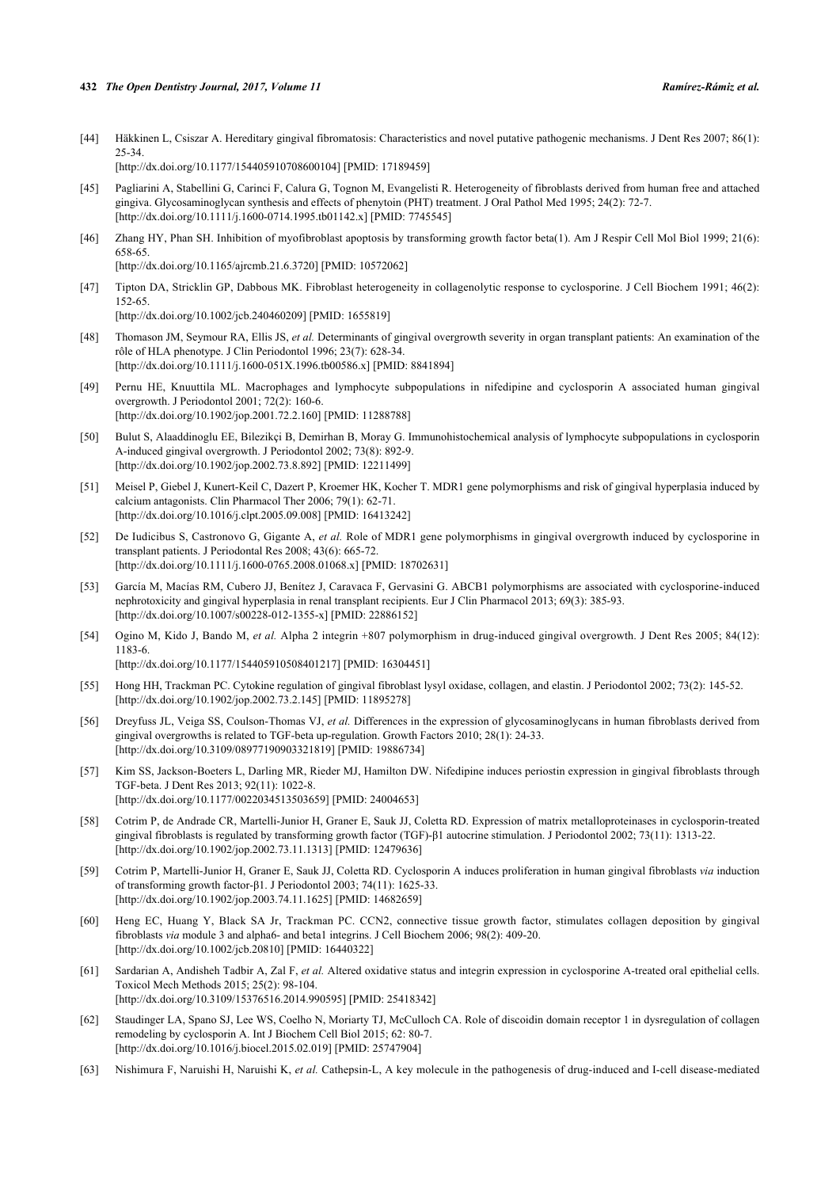[44] Häkkinen L, Csiszar A. Hereditary gingival fibromatosis: Characteristics and novel putative pathogenic mechanisms. J Dent Res 2007; 86(1): 25-34.
[http://dx.doi.org/10.1177/154405910708600104] [PMID: 17189459]

[45] Pagliarini A, Stabellini G, Carinci F, Calura G, Tognon M, Evangelisti R. Heterogeneity of fibroblasts derived from human free and attached gingiva. Glycosaminoglycan synthesis and effects of phenytoin (PHT) treatment. J Oral Pathol Med 1995; 24(2): 72-7.
[http://dx.doi.org/10.1111/j.1600-0714.1995.tb01142.x] [PMID: 7745545]

[46] Zhang HY, Phan SH. Inhibition of myofibroblast apoptosis by transforming growth factor beta(1). Am J Respir Cell Mol Biol 1999; 21(6): 658-65.
[http://dx.doi.org/10.1165/ajrcmb.21.6.3720] [PMID: 10572062]

[47] Tipton DA, Stricklin GP, Dabbous MK. Fibroblast heterogeneity in collagenolytic response to cyclosporine. J Cell Biochem 1991; 46(2): 152-65.
[http://dx.doi.org/10.1002/jcb.240460209] [PMID: 1655819]

[48] Thomason JM, Seymour RA, Ellis JS, *et al.* Determinants of gingival overgrowth severity in organ transplant patients: An examination of the rôle of HLA phenotype. J Clin Periodontol 1996; 23(7): 628-34.
[http://dx.doi.org/10.1111/j.1600-051X.1996.tb00586.x] [PMID: 8841894]

[49] Pernu HE, Knuuttila ML. Macrophages and lymphocyte subpopulations in nifedipine and cyclosporin A associated human gingival overgrowth. J Periodontol 2001; 72(2): 160-6.
[http://dx.doi.org/10.1902/jop.2001.72.2.160] [PMID: 11288788]

[50] Bulut S, Alaaddinoglu EE, Bilezikçi B, Demirhan B, Moray G. Immunohistochemical analysis of lymphocyte subpopulations in cyclosporin A-induced gingival overgrowth. J Periodontol 2002; 73(8): 892-9.
[http://dx.doi.org/10.1902/jop.2002.73.8.892] [PMID: 12211499]

[51] Meisel P, Giebel J, Kunert-Keil C, Dazert P, Kroemer HK, Kocher T. MDR1 gene polymorphisms and risk of gingival hyperplasia induced by calcium antagonists. Clin Pharmacol Ther 2006; 79(1): 62-71.
[http://dx.doi.org/10.1016/j.clpt.2005.09.008] [PMID: 16413242]

[52] De Iudicibus S, Castronovo G, Gigante A, *et al.* Role of MDR1 gene polymorphisms in gingival overgrowth induced by cyclosporine in transplant patients. J Periodontal Res 2008; 43(6): 665-72.
[http://dx.doi.org/10.1111/j.1600-0765.2008.01068.x] [PMID: 18702631]

[53] García M, Macías RM, Cubero JJ, Benítez J, Caravaca F, Gervasini G. ABCB1 polymorphisms are associated with cyclosporine-induced nephrotoxicity and gingival hyperplasia in renal transplant recipients. Eur J Clin Pharmacol 2013; 69(3): 385-93.
[http://dx.doi.org/10.1007/s00228-012-1355-x] [PMID: 22886152]

[54] Ogino M, Kido J, Bando M, *et al.* Alpha 2 integrin +807 polymorphism in drug-induced gingival overgrowth. J Dent Res 2005; 84(12): 1183-6.
[http://dx.doi.org/10.1177/154405910508401217] [PMID: 16304451]

[55] Hong HH, Trackman PC. Cytokine regulation of gingival fibroblast lysyl oxidase, collagen, and elastin. J Periodontol 2002; 73(2): 145-52.
[http://dx.doi.org/10.1902/jop.2002.73.2.145] [PMID: 11895278]

[56] Dreyfuss JL, Veiga SS, Coulson-Thomas VJ, *et al.* Differences in the expression of glycosaminoglycans in human fibroblasts derived from gingival overgrowths is related to TGF-beta up-regulation. Growth Factors 2010; 28(1): 24-33.
[http://dx.doi.org/10.3109/08977190903321819] [PMID: 19886734]

[57] Kim SS, Jackson-Boeters L, Darling MR, Rieder MJ, Hamilton DW. Nifedipine induces periostin expression in gingival fibroblasts through TGF-beta. J Dent Res 2013; 92(11): 1022-8.
[http://dx.doi.org/10.1177/0022034513503659] [PMID: 24004653]

[58] Cotrim P, de Andrade CR, Martelli-Junior H, Graner E, Sauk JJ, Coletta RD. Expression of matrix metalloproteinases in cyclosporin-treated gingival fibroblasts is regulated by transforming growth factor (TGF)-β1 autocrine stimulation. J Periodontol 2002; 73(11): 1313-22.
[http://dx.doi.org/10.1902/jop.2002.73.11.1313] [PMID: 12479636]

[59] Cotrim P, Martelli-Junior H, Graner E, Sauk JJ, Coletta RD. Cyclosporin A induces proliferation in human gingival fibroblasts *via* induction of transforming growth factor-β1. J Periodontol 2003; 74(11): 1625-33.
[http://dx.doi.org/10.1902/jop.2003.74.11.1625] [PMID: 14682659]

[60] Heng EC, Huang Y, Black SA Jr, Trackman PC. CCN2, connective tissue growth factor, stimulates collagen deposition by gingival fibroblasts *via* module 3 and alpha6- and beta1 integrins. J Cell Biochem 2006; 98(2): 409-20.
[http://dx.doi.org/10.1002/jcb.20810] [PMID: 16440322]

[61] Sardarian A, Andisheh Tadbir A, Zal F, *et al.* Altered oxidative status and integrin expression in cyclosporine A-treated oral epithelial cells. Toxicol Mech Methods 2015; 25(2): 98-104.
[http://dx.doi.org/10.3109/15376516.2014.990595] [PMID: 25418342]

[62] Staudinger LA, Spano SJ, Lee WS, Coelho N, Moriarty TJ, McCulloch CA. Role of discoidin domain receptor 1 in dysregulation of collagen remodeling by cyclosporin A. Int J Biochem Cell Biol 2015; 62: 80-7.
[http://dx.doi.org/10.1016/j.biocel.2015.02.019] [PMID: 25747904]

[63] Nishimura F, Naruishi H, Naruishi K, *et al.* Cathepsin-L, A key molecule in the pathogenesis of drug-induced and I-cell disease-mediated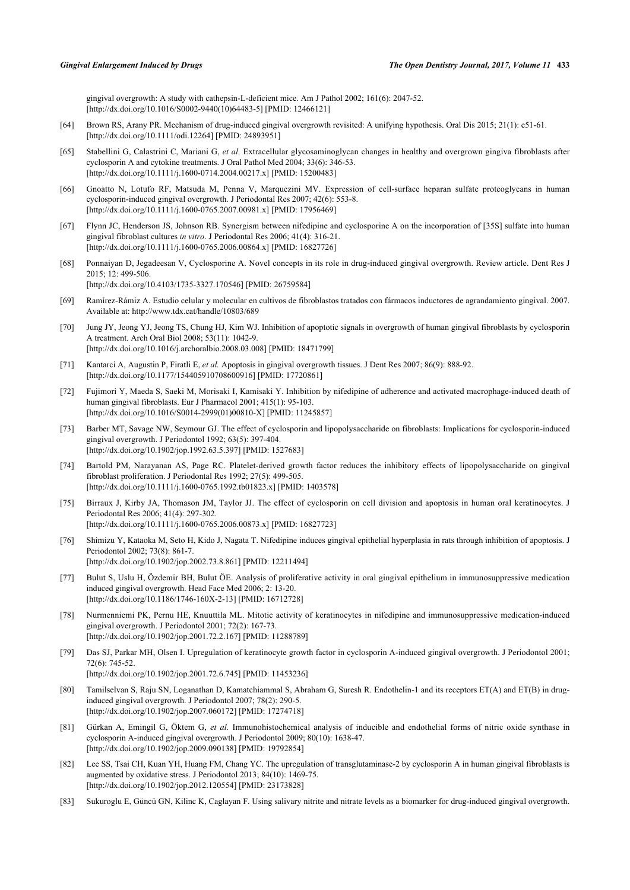gingival overgrowth: A study with cathepsin-L-deficient mice. Am J Pathol 2002; 161(6): 2047-52. [http://dx.doi.org/10.1016/S0002-9440(10)64483-5] [PMID: 12466121]

[64] Brown RS, Arany PR. Mechanism of drug-induced gingival overgrowth revisited: A unifying hypothesis. Oral Dis 2015; 21(1): e51-61. [http://dx.doi.org/10.1111/odi.12264] [PMID: 24893951]

[65] Stabellini G, Calastrini C, Mariani G, *et al.* Extracellular glycosaminoglycan changes in healthy and overgrown gingiva fibroblasts after cyclosporin A and cytokine treatments. J Oral Pathol Med 2004; 33(6): 346-53. [http://dx.doi.org/10.1111/j.1600-0714.2004.00217.x] [PMID: 15200483]

[66] Gnoatto N, Lotufo RF, Matsuda M, Penna V, Marquezini MV. Expression of cell-surface heparan sulfate proteoglycans in human cyclosporin-induced gingival overgrowth. J Periodontal Res 2007; 42(6): 553-8. [http://dx.doi.org/10.1111/j.1600-0765.2007.00981.x] [PMID: 17956469]

[67] Flynn JC, Henderson JS, Johnson RB. Synergism between nifedipine and cyclosporine A on the incorporation of [35S] sulfate into human gingival fibroblast cultures *in vitro*. J Periodontal Res 2006; 41(4): 316-21. [http://dx.doi.org/10.1111/j.1600-0765.2006.00864.x] [PMID: 16827726]

[68] Ponnaiyan D, Jegadeesan V, Cyclosporine A. Novel concepts in its role in drug-induced gingival overgrowth. Review article. Dent Res J 2015; 12: 499-506. [http://dx.doi.org/10.4103/1735-3327.170546] [PMID: 26759584]

[69] Ramírez-Rámiz A. Estudio celular y molecular en cultivos de fibroblastos tratados con fármacos inductores de agrandamiento gingival. 2007. Available at: http://www.tdx.cat/handle/10803/689

[70] Jung JY, Jeong YJ, Jeong TS, Chung HJ, Kim WJ. Inhibition of apoptotic signals in overgrowth of human gingival fibroblasts by cyclosporin A treatment. Arch Oral Biol 2008; 53(11): 1042-9. [http://dx.doi.org/10.1016/j.archoralbio.2008.03.008] [PMID: 18471799]

[71] Kantarci A, Augustin P, Firatli E, *et al.* Apoptosis in gingival overgrowth tissues. J Dent Res 2007; 86(9): 888-92. [http://dx.doi.org/10.1177/154405910708600916] [PMID: 17720861]

[72] Fujimori Y, Maeda S, Saeki M, Morisaki I, Kamisaki Y. Inhibition by nifedipine of adherence and activated macrophage-induced death of human gingival fibroblasts. Eur J Pharmacol 2001; 415(1): 95-103. [http://dx.doi.org/10.1016/S0014-2999(01)00810-X] [PMID: 11245857]

[73] Barber MT, Savage NW, Seymour GJ. The effect of cyclosporin and lipopolysaccharide on fibroblasts: Implications for cyclosporin-induced gingival overgrowth. J Periodontol 1992; 63(5): 397-404. [http://dx.doi.org/10.1902/jop.1992.63.5.397] [PMID: 1527683]

[74] Bartold PM, Narayanan AS, Page RC. Platelet-derived growth factor reduces the inhibitory effects of lipopolysaccharide on gingival fibroblast proliferation. J Periodontal Res 1992; 27(5): 499-505. [http://dx.doi.org/10.1111/j.1600-0765.1992.tb01823.x] [PMID: 1403578]

[75] Birraux J, Kirby JA, Thomason JM, Taylor JJ. The effect of cyclosporin on cell division and apoptosis in human oral keratinocytes. J Periodontal Res 2006; 41(4): 297-302. [http://dx.doi.org/10.1111/j.1600-0765.2006.00873.x] [PMID: 16827723]

[76] Shimizu Y, Kataoka M, Seto H, Kido J, Nagata T. Nifedipine induces gingival epithelial hyperplasia in rats through inhibition of apoptosis. J Periodontol 2002; 73(8): 861-7. [http://dx.doi.org/10.1902/jop.2002.73.8.861] [PMID: 12211494]

[77] Bulut S, Uslu H, Özdemir BH, Bulut ÖE. Analysis of proliferative activity in oral gingival epithelium in immunosuppressive medication induced gingival overgrowth. Head Face Med 2006; 2: 13-20. [http://dx.doi.org/10.1186/1746-160X-2-13] [PMID: 16712728]

[78] Nurmenniemi PK, Pernu HE, Knuuttila ML. Mitotic activity of keratinocytes in nifedipine and immunosuppressive medication-induced gingival overgrowth. J Periodontol 2001; 72(2): 167-73. [http://dx.doi.org/10.1902/jop.2001.72.2.167] [PMID: 11288789]

[79] Das SJ, Parkar MH, Olsen I. Upregulation of keratinocyte growth factor in cyclosporin A-induced gingival overgrowth. J Periodontol 2001; 72(6): 745-52. [http://dx.doi.org/10.1902/jop.2001.72.6.745] [PMID: 11453236]

[80] Tamilselvan S, Raju SN, Loganathan D, Kamatchiammal S, Abraham G, Suresh R. Endothelin-1 and its receptors ET(A) and ET(B) in drug-induced gingival overgrowth. J Periodontol 2007; 78(2): 290-5. [http://dx.doi.org/10.1902/jop.2007.060172] [PMID: 17274718]

[81] Gürkan A, Emingil G, Öktem G, *et al.* Immunohistochemical analysis of inducible and endothelial forms of nitric oxide synthase in cyclosporin A-induced gingival overgrowth. J Periodontol 2009; 80(10): 1638-47. [http://dx.doi.org/10.1902/jop.2009.090138] [PMID: 19792854]

[82] Lee SS, Tsai CH, Kuan YH, Huang FM, Chang YC. The upregulation of transglutaminase-2 by cyclosporin A in human gingival fibroblasts is augmented by oxidative stress. J Periodontol 2013; 84(10): 1469-75. [http://dx.doi.org/10.1902/jop.2012.120554] [PMID: 23173828]

[83] Sukuroglu E, Güncü GN, Kilinc K, Caglayan F. Using salivary nitrite and nitrate levels as a biomarker for drug-induced gingival overgrowth.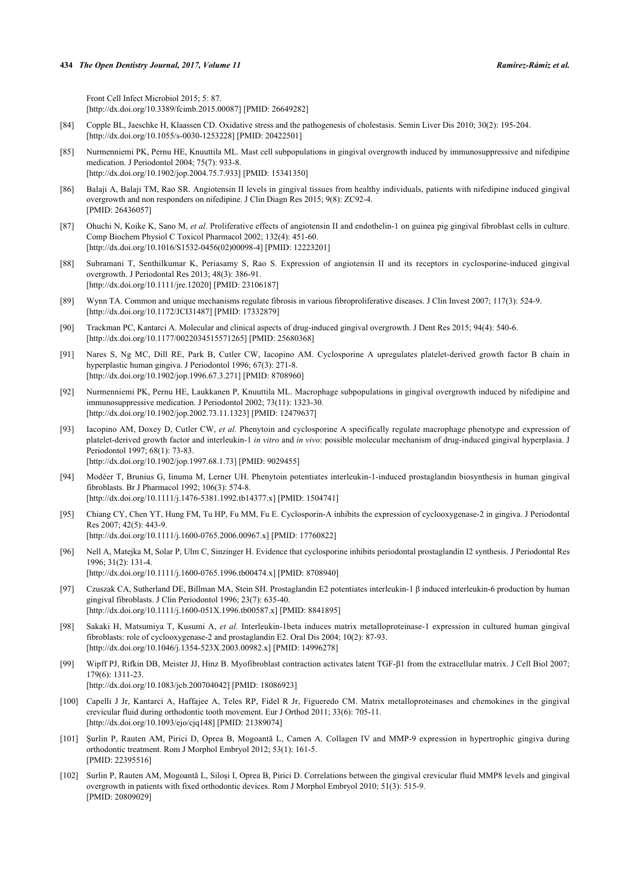Front Cell Infect Microbiol 2015; 5: 87.
[http://dx.doi.org/10.3389/fcimb.2015.00087] [PMID: 26649282]

[84] Copple BL, Jaeschke H, Klaassen CD. Oxidative stress and the pathogenesis of cholestasis. Semin Liver Dis 2010; 30(2): 195-204. [http://dx.doi.org/10.1055/s-0030-1253228] [PMID: 20422501]

[85] Nurmenniemi PK, Pernu HE, Knuuttila ML. Mast cell subpopulations in gingival overgrowth induced by immunosuppressive and nifedipine medication. J Periodontol 2004; 75(7): 933-8.
[http://dx.doi.org/10.1902/jop.2004.75.7.933] [PMID: 15341350]

[86] Balaji A, Balaji TM, Rao SR. Angiotensin II levels in gingival tissues from healthy individuals, patients with nifedipine induced gingival overgrowth and non responders on nifedipine. J Clin Diagn Res 2015; 9(8): ZC92-4.
[PMID: 26436057]

[87] Ohuchi N, Koike K, Sano M, *et al.* Proliferative effects of angiotensin II and endothelin-1 on guinea pig gingival fibroblast cells in culture. Comp Biochem Physiol C Toxicol Pharmacol 2002; 132(4): 451-60.
[http://dx.doi.org/10.1016/S1532-0456(02)00098-4] [PMID: 12223201]

[88] Subramani T, Senthilkumar K, Periasamy S, Rao S. Expression of angiotensin II and its receptors in cyclosporine-induced gingival overgrowth. J Periodontal Res 2013; 48(3): 386-91.
[http://dx.doi.org/10.1111/jre.12020] [PMID: 23106187]

[89] Wynn TA. Common and unique mechanisms regulate fibrosis in various fibroproliferative diseases. J Clin Invest 2007; 117(3): 524-9. [http://dx.doi.org/10.1172/JCI31487] [PMID: 17332879]

[90] Trackman PC, Kantarci A. Molecular and clinical aspects of drug-induced gingival overgrowth. J Dent Res 2015; 94(4): 540-6. [http://dx.doi.org/10.1177/0022034515571265] [PMID: 25680368]

[91] Nares S, Ng MC, Dill RE, Park B, Cutler CW, Iacopino AM. Cyclosporine A upregulates platelet-derived growth factor B chain in hyperplastic human gingiva. J Periodontol 1996; 67(3): 271-8.
[http://dx.doi.org/10.1902/jop.1996.67.3.271] [PMID: 8708960]

[92] Nurmenniemi PK, Pernu HE, Laukkanen P, Knuuttila ML. Macrophage subpopulations in gingival overgrowth induced by nifedipine and immunosuppressive medication. J Periodontol 2002; 73(11): 1323-30.
[http://dx.doi.org/10.1902/jop.2002.73.11.1323] [PMID: 12479637]

[93] Iacopino AM, Doxey D, Cutler CW, *et al.* Phenytoin and cyclosporine A specifically regulate macrophage phenotype and expression of platelet-derived growth factor and interleukin-1 *in vitro* and *in vivo*: possible molecular mechanism of drug-induced gingival hyperplasia. J Periodontol 1997; 68(1): 73-83.
[http://dx.doi.org/10.1902/jop.1997.68.1.73] [PMID: 9029455]

[94] Modéer T, Brunius G, Iinuma M, Lerner UH. Phenytoin potentiates interleukin-1-induced prostaglandin biosynthesis in human gingival fibroblasts. Br J Pharmacol 1992; 106(3): 574-8.
[http://dx.doi.org/10.1111/j.1476-5381.1992.tb14377.x] [PMID: 1504741]

[95] Chiang CY, Chen YT, Hung FM, Tu HP, Fu MM, Fu E. Cyclosporin-A inhibits the expression of cyclooxygenase-2 in gingiva. J Periodontal Res 2007; 42(5): 443-9.
[http://dx.doi.org/10.1111/j.1600-0765.2006.00967.x] [PMID: 17760822]

[96] Nell A, Matejka M, Solar P, Ulm C, Sinzinger H. Evidence that cyclosporine inhibits periodontal prostaglandin I2 synthesis. J Periodontal Res 1996; 31(2): 131-4.
[http://dx.doi.org/10.1111/j.1600-0765.1996.tb00474.x] [PMID: 8708940]

[97] Czuszak CA, Sutherland DE, Billman MA, Stein SH. Prostaglandin E2 potentiates interleukin-1 β induced interleukin-6 production by human gingival fibroblasts. J Clin Periodontol 1996; 23(7): 635-40.
[http://dx.doi.org/10.1111/j.1600-051X.1996.tb00587.x] [PMID: 8841895]

[98] Sakaki H, Matsumiya T, Kusumi A, *et al.* Interleukin-1beta induces matrix metalloproteinase-1 expression in cultured human gingival fibroblasts: role of cyclooxygenase-2 and prostaglandin E2. Oral Dis 2004; 10(2): 87-93.
[http://dx.doi.org/10.1046/j.1354-523X.2003.00982.x] [PMID: 14996278]

[99] Wipff PJ, Rifkin DB, Meister JJ, Hinz B. Myofibroblast contraction activates latent TGF-β1 from the extracellular matrix. J Cell Biol 2007; 179(6): 1311-23.
[http://dx.doi.org/10.1083/jcb.200704042] [PMID: 18086923]

[100] Capelli J Jr, Kantarci A, Haffajee A, Teles RP, Fidel R Jr, Figueredo CM. Matrix metalloproteinases and chemokines in the gingival crevicular fluid during orthodontic tooth movement. Eur J Orthod 2011; 33(6): 705-11.
[http://dx.doi.org/10.1093/ejo/cjq148] [PMID: 21389074]

[101] Şurlin P, Rauten AM, Pirici D, Oprea B, Mogoantă L, Camen A. Collagen IV and MMP-9 expression in hypertrophic gingiva during orthodontic treatment. Rom J Morphol Embryol 2012; 53(1): 161-5.
[PMID: 22395516]

[102] Surlin P, Rauten AM, Mogoantă L, Siloşi I, Oprea B, Pirici D. Correlations between the gingival crevicular fluid MMP8 levels and gingival overgrowth in patients with fixed orthodontic devices. Rom J Morphol Embryol 2010; 51(3): 515-9.
[PMID: 20809029]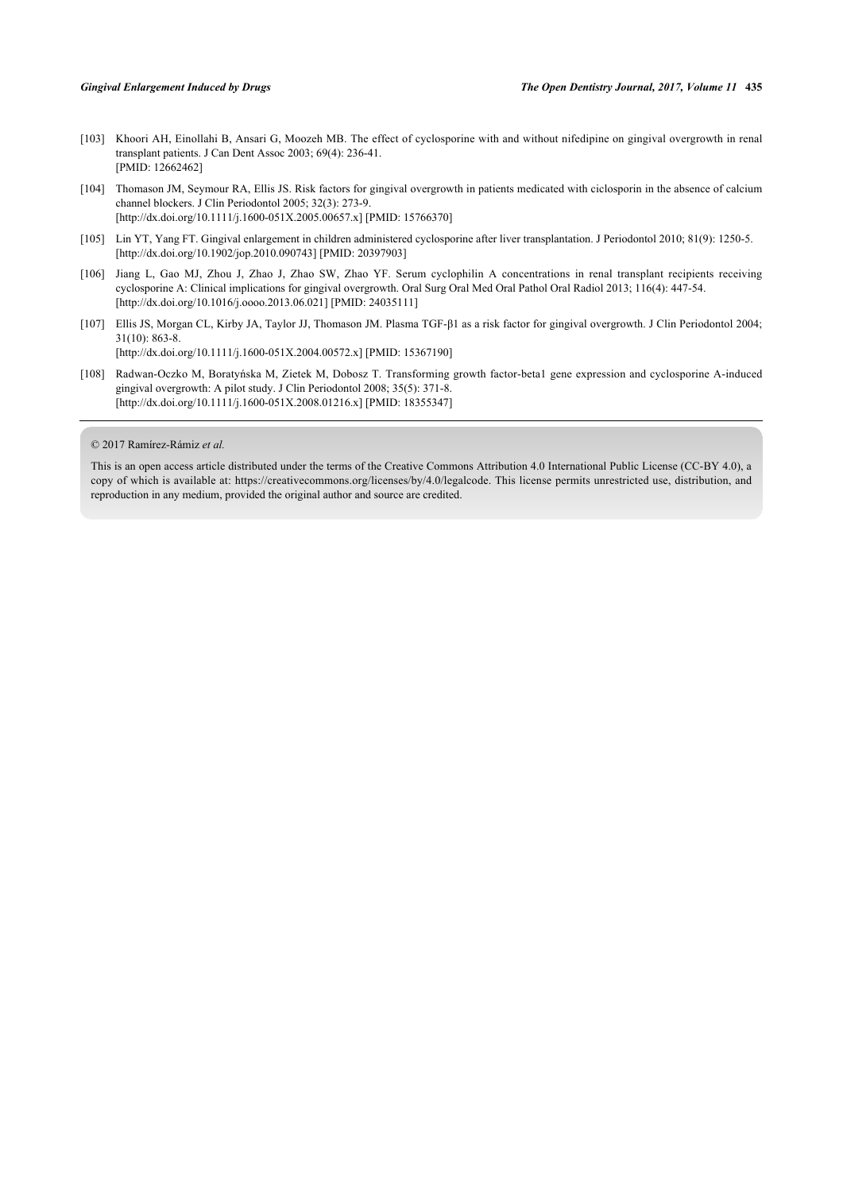[103] Khoori AH, Einollahi B, Ansari G, Moozeh MB. The effect of cyclosporine with and without nifedipine on gingival overgrowth in renal transplant patients. J Can Dent Assoc 2003; 69(4): 236-41. [PMID: 12662462]

[104] Thomason JM, Seymour RA, Ellis JS. Risk factors for gingival overgrowth in patients medicated with ciclosporin in the absence of calcium channel blockers. J Clin Periodontol 2005; 32(3): 273-9. [http://dx.doi.org/10.1111/j.1600-051X.2005.00657.x] [PMID: 15766370]

[105] Lin YT, Yang FT. Gingival enlargement in children administered cyclosporine after liver transplantation. J Periodontol 2010; 81(9): 1250-5. [http://dx.doi.org/10.1902/jop.2010.090743] [PMID: 20397903]

[106] Jiang L, Gao MJ, Zhou J, Zhao J, Zhao SW, Zhao YF. Serum cyclophilin A concentrations in renal transplant recipients receiving cyclosporine A: Clinical implications for gingival overgrowth. Oral Surg Oral Med Oral Pathol Oral Radiol 2013; 116(4): 447-54. [http://dx.doi.org/10.1016/j.oooo.2013.06.021] [PMID: 24035111]

[107] Ellis JS, Morgan CL, Kirby JA, Taylor JJ, Thomason JM. Plasma TGF-β1 as a risk factor for gingival overgrowth. J Clin Periodontol 2004; 31(10): 863-8. [http://dx.doi.org/10.1111/j.1600-051X.2004.00572.x] [PMID: 15367190]

[108] Radwan-Oczko M, Boratyńska M, Zietek M, Dobosz T. Transforming growth factor-beta1 gene expression and cyclosporine A-induced gingival overgrowth: A pilot study. J Clin Periodontol 2008; 35(5): 371-8. [http://dx.doi.org/10.1111/j.1600-051X.2008.01216.x] [PMID: 18355347]

© 2017 Ramírez-Rámiz *et al.*

This is an open access article distributed under the terms of the Creative Commons Attribution 4.0 International Public License (CC-BY 4.0), a copy of which is available at: https://creativecommons.org/licenses/by/4.0/legalcode. This license permits unrestricted use, distribution, and reproduction in any medium, provided the original author and source are credited.